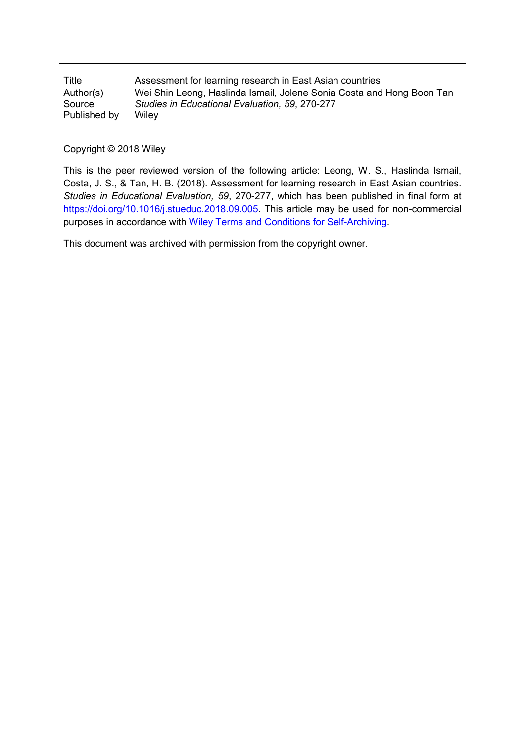| | |
|---|---|
| Title | Assessment for learning research in East Asian countries |
| Author(s) | Wei Shin Leong, Haslinda Ismail, Jolene Sonia Costa and Hong Boon Tan |
| Source | *Studies in Educational Evaluation, 59*, 270-277 |
| Published by | Wiley |

Copyright © 2018 Wiley

This is the peer reviewed version of the following article: Leong, W. S., Haslinda Ismail, Costa, J. S., & Tan, H. B. (2018). Assessment for learning research in East Asian countries. *Studies in Educational Evaluation, 59*, 270-277, which has been published in final form at [https://doi.org/10.1016/j.stueduc.2018.09.005](https://doi.org/10.1016/j.stueduc.2018.09.005). This article may be used for non-commercial purposes in accordance with [Wiley Terms and Conditions for Self-Archiving](#).

This document was archived with permission from the copyright owner.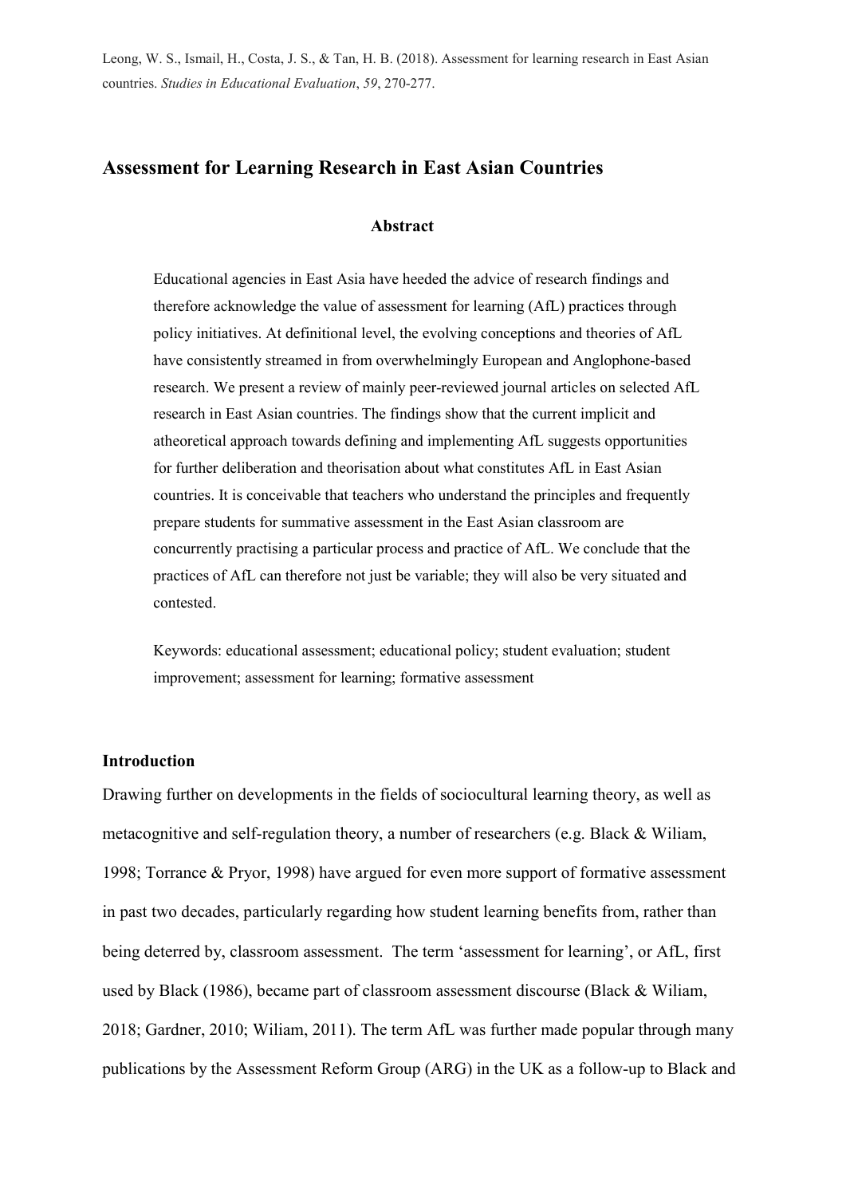Leong, W. S., Ismail, H., Costa, J. S., & Tan, H. B. (2018). Assessment for learning research in East Asian countries. *Studies in Educational Evaluation*, *59*, 270-277.

## Assessment for Learning Research in East Asian Countries

### Abstract

Educational agencies in East Asia have heeded the advice of research findings and therefore acknowledge the value of assessment for learning (AfL) practices through policy initiatives. At definitional level, the evolving conceptions and theories of AfL have consistently streamed in from overwhelmingly European and Anglophone-based research. We present a review of mainly peer-reviewed journal articles on selected AfL research in East Asian countries. The findings show that the current implicit and atheoretical approach towards defining and implementing AfL suggests opportunities for further deliberation and theorisation about what constitutes AfL in East Asian countries. It is conceivable that teachers who understand the principles and frequently prepare students for summative assessment in the East Asian classroom are concurrently practising a particular process and practice of AfL. We conclude that the practices of AfL can therefore not just be variable; they will also be very situated and contested.

Keywords: educational assessment; educational policy; student evaluation; student improvement; assessment for learning; formative assessment

### Introduction

Drawing further on developments in the fields of sociocultural learning theory, as well as metacognitive and self-regulation theory, a number of researchers (e.g. Black & Wiliam, 1998; Torrance & Pryor, 1998) have argued for even more support of formative assessment in past two decades, particularly regarding how student learning benefits from, rather than being deterred by, classroom assessment. The term 'assessment for learning', or AfL, first used by Black (1986), became part of classroom assessment discourse (Black & Wiliam, 2018; Gardner, 2010; Wiliam, 2011). The term AfL was further made popular through many publications by the Assessment Reform Group (ARG) in the UK as a follow-up to Black and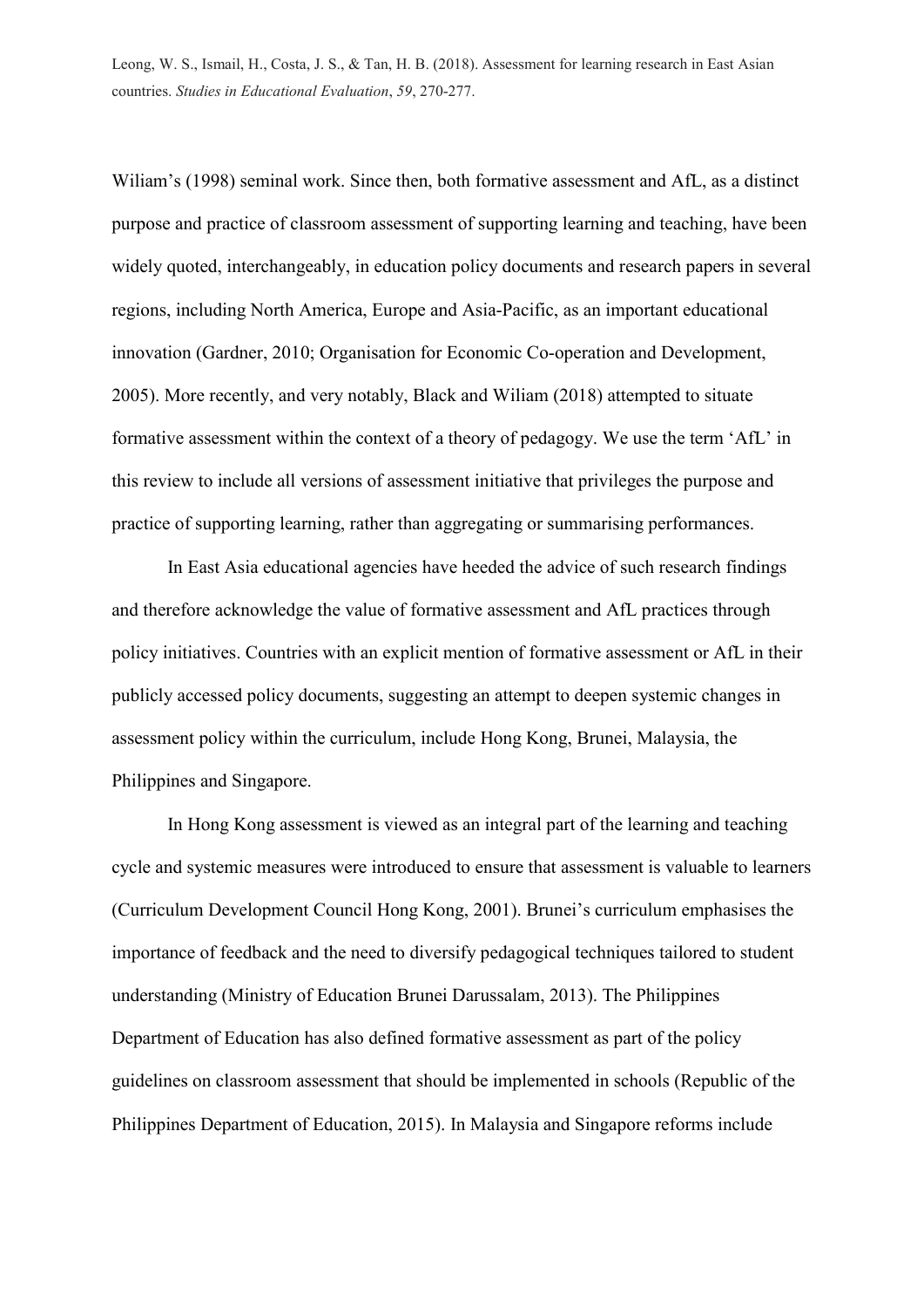Wiliam’s (1998) seminal work. Since then, both formative assessment and AfL, as a distinct purpose and practice of classroom assessment of supporting learning and teaching, have been widely quoted, interchangeably, in education policy documents and research papers in several regions, including North America, Europe and Asia-Pacific, as an important educational innovation (Gardner, 2010; Organisation for Economic Co-operation and Development, 2005). More recently, and very notably, Black and Wiliam (2018) attempted to situate formative assessment within the context of a theory of pedagogy. We use the term ‘AfL’ in this review to include all versions of assessment initiative that privileges the purpose and practice of supporting learning, rather than aggregating or summarising performances.

In East Asia educational agencies have heeded the advice of such research findings and therefore acknowledge the value of formative assessment and AfL practices through policy initiatives. Countries with an explicit mention of formative assessment or AfL in their publicly accessed policy documents, suggesting an attempt to deepen systemic changes in assessment policy within the curriculum, include Hong Kong, Brunei, Malaysia, the Philippines and Singapore.

In Hong Kong assessment is viewed as an integral part of the learning and teaching cycle and systemic measures were introduced to ensure that assessment is valuable to learners (Curriculum Development Council Hong Kong, 2001). Brunei’s curriculum emphasises the importance of feedback and the need to diversify pedagogical techniques tailored to student understanding (Ministry of Education Brunei Darussalam, 2013). The Philippines Department of Education has also defined formative assessment as part of the policy guidelines on classroom assessment that should be implemented in schools (Republic of the Philippines Department of Education, 2015). In Malaysia and Singapore reforms include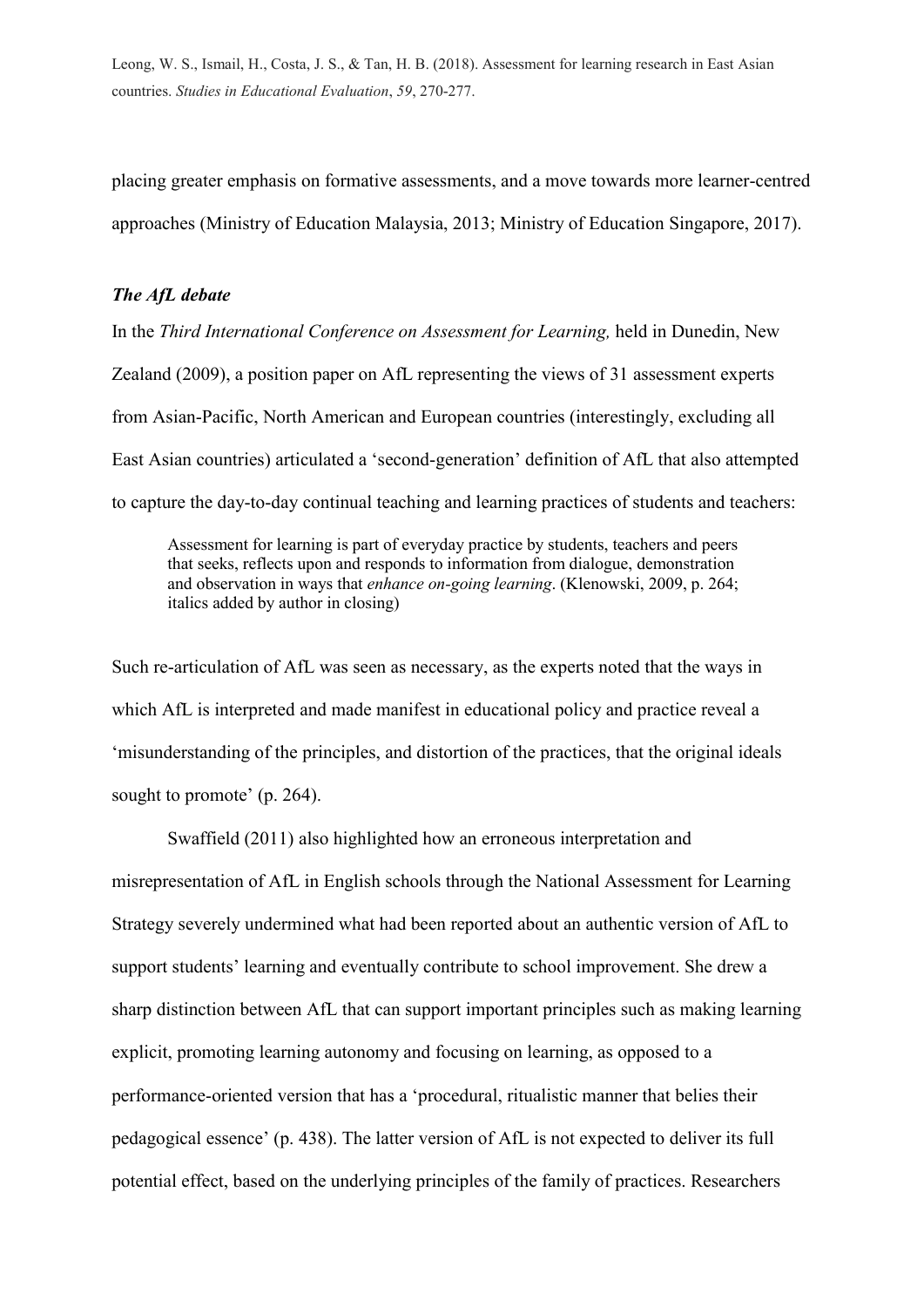placing greater emphasis on formative assessments, and a move towards more learner-centred approaches (Ministry of Education Malaysia, 2013; Ministry of Education Singapore, 2017).

### *The AfL debate*

In the *Third International Conference on Assessment for Learning,* held in Dunedin, New Zealand (2009), a position paper on AfL representing the views of 31 assessment experts from Asian-Pacific, North American and European countries (interestingly, excluding all East Asian countries) articulated a 'second-generation' definition of AfL that also attempted to capture the day-to-day continual teaching and learning practices of students and teachers:

> Assessment for learning is part of everyday practice by students, teachers and peers that seeks, reflects upon and responds to information from dialogue, demonstration and observation in ways that *enhance on-going learning*. (Klenowski, 2009, p. 264; italics added by author in closing)

Such re-articulation of AfL was seen as necessary, as the experts noted that the ways in which AfL is interpreted and made manifest in educational policy and practice reveal a 'misunderstanding of the principles, and distortion of the practices, that the original ideals sought to promote' (p. 264).

Swaffield (2011) also highlighted how an erroneous interpretation and misrepresentation of AfL in English schools through the National Assessment for Learning Strategy severely undermined what had been reported about an authentic version of AfL to support students' learning and eventually contribute to school improvement. She drew a sharp distinction between AfL that can support important principles such as making learning explicit, promoting learning autonomy and focusing on learning, as opposed to a performance-oriented version that has a 'procedural, ritualistic manner that belies their pedagogical essence' (p. 438). The latter version of AfL is not expected to deliver its full potential effect, based on the underlying principles of the family of practices. Researchers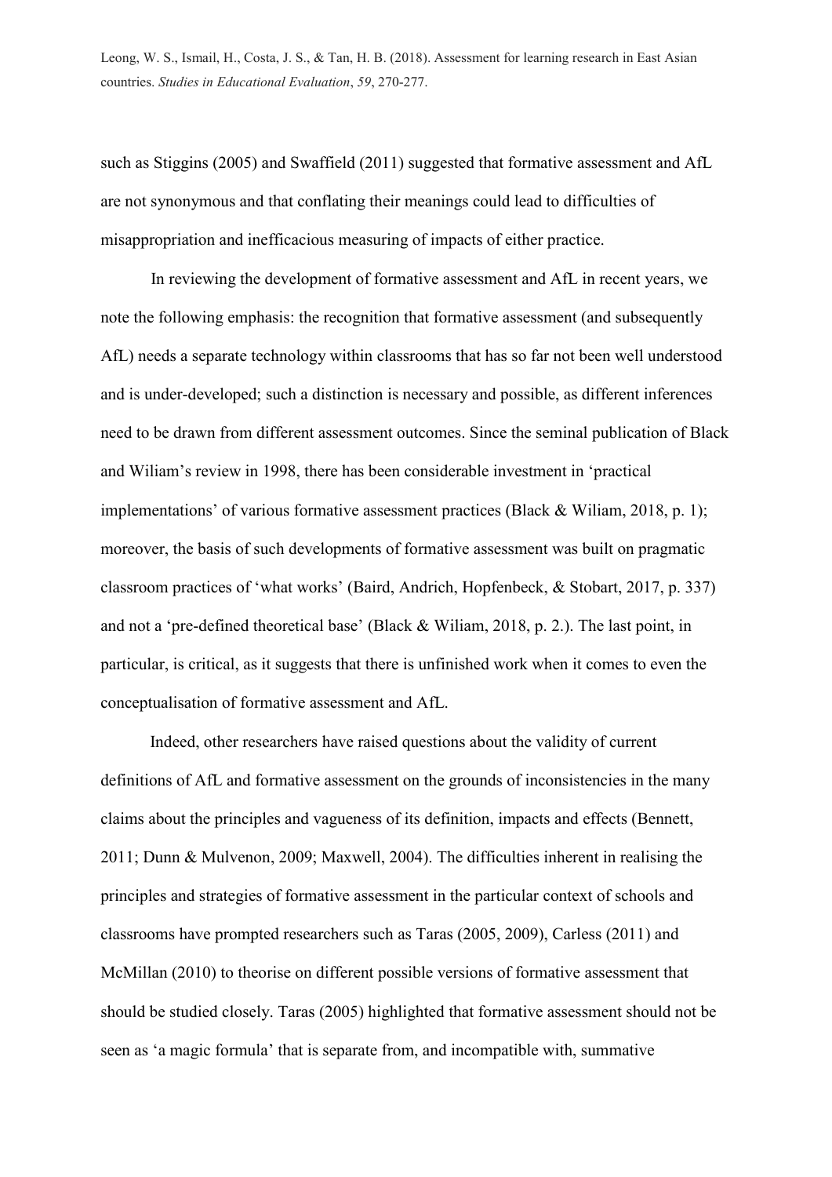such as Stiggins (2005) and Swaffield (2011) suggested that formative assessment and AfL are not synonymous and that conflating their meanings could lead to difficulties of misappropriation and inefficacious measuring of impacts of either practice.

In reviewing the development of formative assessment and AfL in recent years, we note the following emphasis: the recognition that formative assessment (and subsequently AfL) needs a separate technology within classrooms that has so far not been well understood and is under-developed; such a distinction is necessary and possible, as different inferences need to be drawn from different assessment outcomes. Since the seminal publication of Black and Wiliam's review in 1998, there has been considerable investment in 'practical implementations' of various formative assessment practices (Black & Wiliam, 2018, p. 1); moreover, the basis of such developments of formative assessment was built on pragmatic classroom practices of 'what works' (Baird, Andrich, Hopfenbeck, & Stobart, 2017, p. 337) and not a 'pre-defined theoretical base' (Black & Wiliam, 2018, p. 2.). The last point, in particular, is critical, as it suggests that there is unfinished work when it comes to even the conceptualisation of formative assessment and AfL.

Indeed, other researchers have raised questions about the validity of current definitions of AfL and formative assessment on the grounds of inconsistencies in the many claims about the principles and vagueness of its definition, impacts and effects (Bennett, 2011; Dunn & Mulvenon, 2009; Maxwell, 2004). The difficulties inherent in realising the principles and strategies of formative assessment in the particular context of schools and classrooms have prompted researchers such as Taras (2005, 2009), Carless (2011) and McMillan (2010) to theorise on different possible versions of formative assessment that should be studied closely. Taras (2005) highlighted that formative assessment should not be seen as 'a magic formula' that is separate from, and incompatible with, summative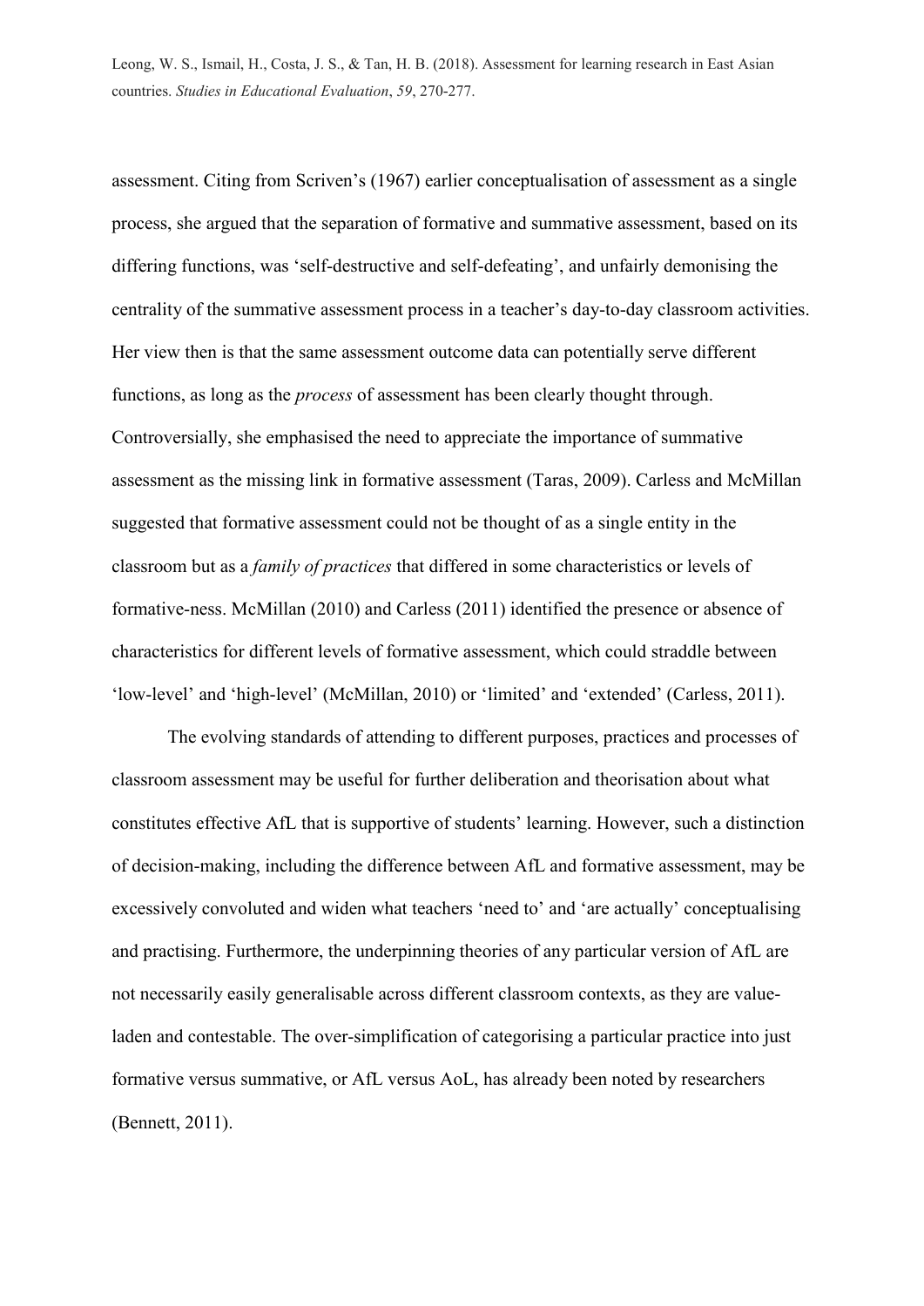assessment. Citing from Scriven's (1967) earlier conceptualisation of assessment as a single process, she argued that the separation of formative and summative assessment, based on its differing functions, was 'self-destructive and self-defeating', and unfairly demonising the centrality of the summative assessment process in a teacher's day-to-day classroom activities. Her view then is that the same assessment outcome data can potentially serve different functions, as long as the *process* of assessment has been clearly thought through. Controversially, she emphasised the need to appreciate the importance of summative assessment as the missing link in formative assessment (Taras, 2009). Carless and McMillan suggested that formative assessment could not be thought of as a single entity in the classroom but as a *family of practices* that differed in some characteristics or levels of formative-ness. McMillan (2010) and Carless (2011) identified the presence or absence of characteristics for different levels of formative assessment, which could straddle between 'low-level' and 'high-level' (McMillan, 2010) or 'limited' and 'extended' (Carless, 2011).

The evolving standards of attending to different purposes, practices and processes of classroom assessment may be useful for further deliberation and theorisation about what constitutes effective AfL that is supportive of students' learning. However, such a distinction of decision-making, including the difference between AfL and formative assessment, may be excessively convoluted and widen what teachers 'need to' and 'are actually' conceptualising and practising. Furthermore, the underpinning theories of any particular version of AfL are not necessarily easily generalisable across different classroom contexts, as they are value-laden and contestable. The over-simplification of categorising a particular practice into just formative versus summative, or AfL versus AoL, has already been noted by researchers (Bennett, 2011).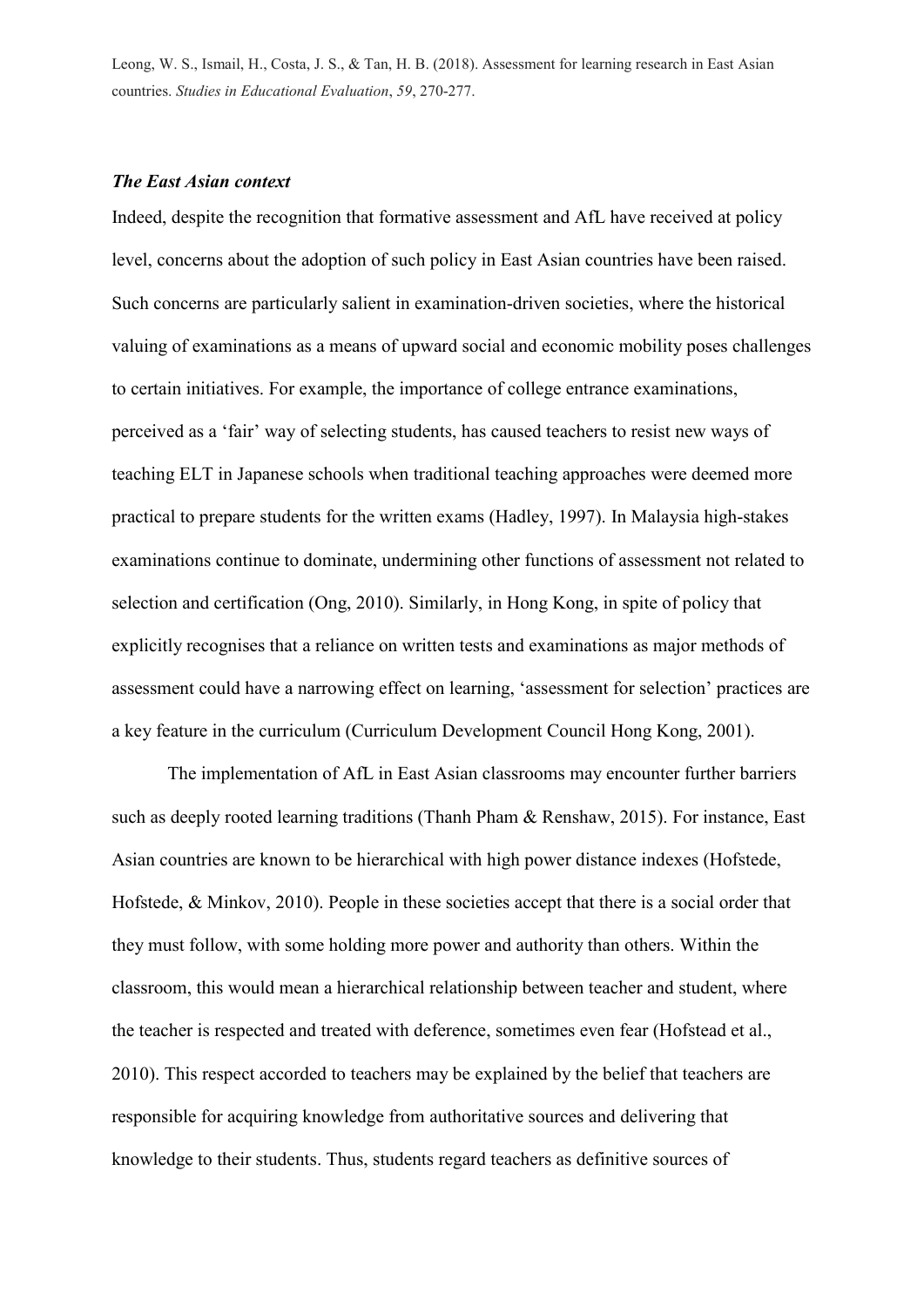### *The East Asian context*

Indeed, despite the recognition that formative assessment and AfL have received at policy level, concerns about the adoption of such policy in East Asian countries have been raised. Such concerns are particularly salient in examination-driven societies, where the historical valuing of examinations as a means of upward social and economic mobility poses challenges to certain initiatives. For example, the importance of college entrance examinations, perceived as a 'fair' way of selecting students, has caused teachers to resist new ways of teaching ELT in Japanese schools when traditional teaching approaches were deemed more practical to prepare students for the written exams (Hadley, 1997). In Malaysia high-stakes examinations continue to dominate, undermining other functions of assessment not related to selection and certification (Ong, 2010). Similarly, in Hong Kong, in spite of policy that explicitly recognises that a reliance on written tests and examinations as major methods of assessment could have a narrowing effect on learning, 'assessment for selection' practices are a key feature in the curriculum (Curriculum Development Council Hong Kong, 2001).

The implementation of AfL in East Asian classrooms may encounter further barriers such as deeply rooted learning traditions (Thanh Pham & Renshaw, 2015). For instance, East Asian countries are known to be hierarchical with high power distance indexes (Hofstede, Hofstede, & Minkov, 2010). People in these societies accept that there is a social order that they must follow, with some holding more power and authority than others. Within the classroom, this would mean a hierarchical relationship between teacher and student, where the teacher is respected and treated with deference, sometimes even fear (Hofstead et al., 2010). This respect accorded to teachers may be explained by the belief that teachers are responsible for acquiring knowledge from authoritative sources and delivering that knowledge to their students. Thus, students regard teachers as definitive sources of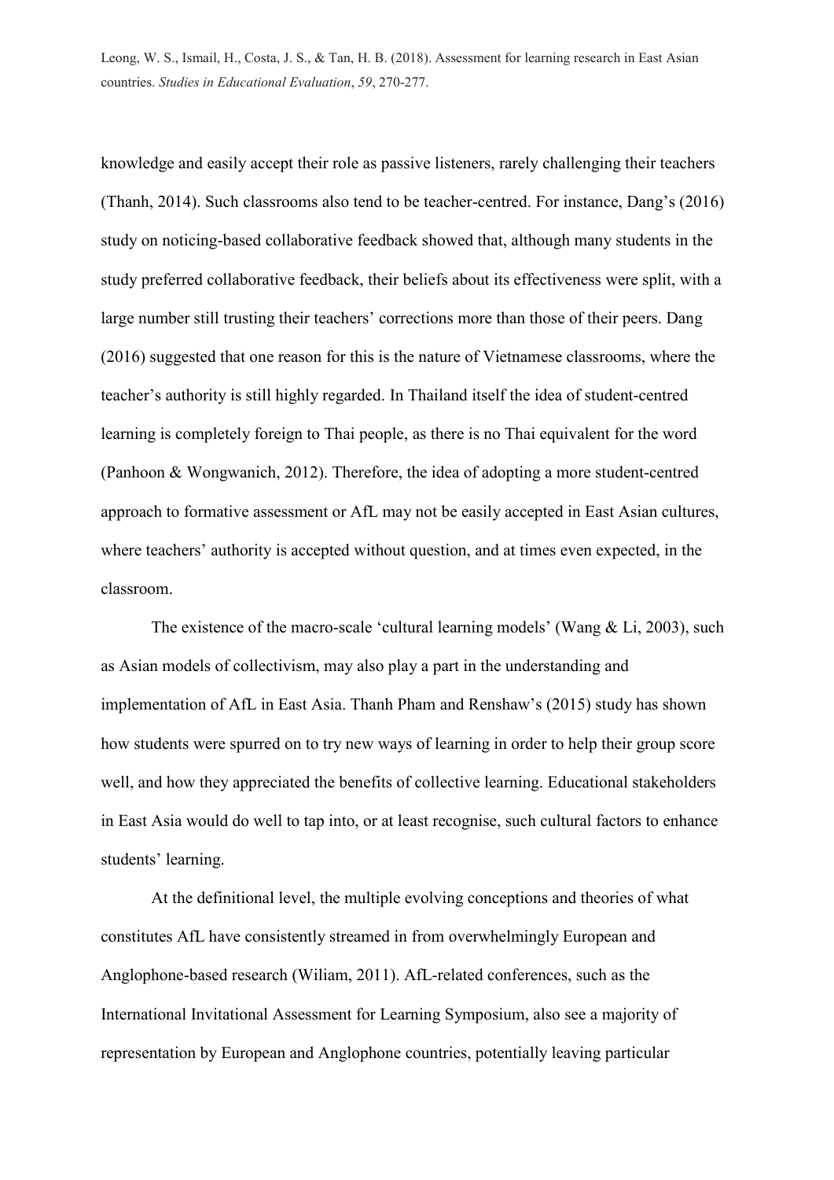knowledge and easily accept their role as passive listeners, rarely challenging their teachers (Thanh, 2014). Such classrooms also tend to be teacher-centred. For instance, Dang's (2016) study on noticing-based collaborative feedback showed that, although many students in the study preferred collaborative feedback, their beliefs about its effectiveness were split, with a large number still trusting their teachers' corrections more than those of their peers. Dang (2016) suggested that one reason for this is the nature of Vietnamese classrooms, where the teacher's authority is still highly regarded. In Thailand itself the idea of student-centred learning is completely foreign to Thai people, as there is no Thai equivalent for the word (Panhoon & Wongwanich, 2012). Therefore, the idea of adopting a more student-centred approach to formative assessment or AfL may not be easily accepted in East Asian cultures, where teachers' authority is accepted without question, and at times even expected, in the classroom.

The existence of the macro-scale 'cultural learning models' (Wang & Li, 2003), such as Asian models of collectivism, may also play a part in the understanding and implementation of AfL in East Asia. Thanh Pham and Renshaw's (2015) study has shown how students were spurred on to try new ways of learning in order to help their group score well, and how they appreciated the benefits of collective learning. Educational stakeholders in East Asia would do well to tap into, or at least recognise, such cultural factors to enhance students' learning.

At the definitional level, the multiple evolving conceptions and theories of what constitutes AfL have consistently streamed in from overwhelmingly European and Anglophone-based research (Wiliam, 2011). AfL-related conferences, such as the International Invitational Assessment for Learning Symposium, also see a majority of representation by European and Anglophone countries, potentially leaving particular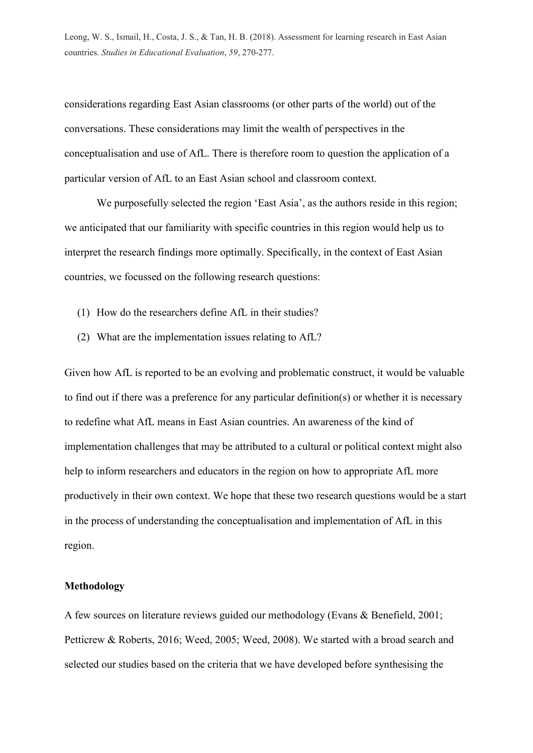considerations regarding East Asian classrooms (or other parts of the world) out of the conversations. These considerations may limit the wealth of perspectives in the conceptualisation and use of AfL. There is therefore room to question the application of a particular version of AfL to an East Asian school and classroom context.

We purposefully selected the region 'East Asia', as the authors reside in this region; we anticipated that our familiarity with specific countries in this region would help us to interpret the research findings more optimally. Specifically, in the context of East Asian countries, we focussed on the following research questions:

(1) How do the researchers define AfL in their studies?

(2) What are the implementation issues relating to AfL?

Given how AfL is reported to be an evolving and problematic construct, it would be valuable to find out if there was a preference for any particular definition(s) or whether it is necessary to redefine what AfL means in East Asian countries. An awareness of the kind of implementation challenges that may be attributed to a cultural or political context might also help to inform researchers and educators in the region on how to appropriate AfL more productively in their own context. We hope that these two research questions would be a start in the process of understanding the conceptualisation and implementation of AfL in this region.

## Methodology

A few sources on literature reviews guided our methodology (Evans & Benefield, 2001; Petticrew & Roberts, 2016; Weed, 2005; Weed, 2008). We started with a broad search and selected our studies based on the criteria that we have developed before synthesising the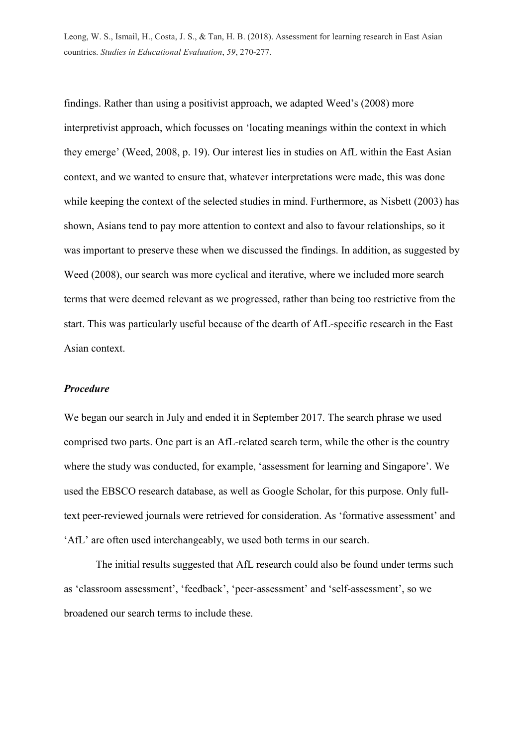findings. Rather than using a positivist approach, we adapted Weed's (2008) more interpretivist approach, which focusses on 'locating meanings within the context in which they emerge' (Weed, 2008, p. 19). Our interest lies in studies on AfL within the East Asian context, and we wanted to ensure that, whatever interpretations were made, this was done while keeping the context of the selected studies in mind. Furthermore, as Nisbett (2003) has shown, Asians tend to pay more attention to context and also to favour relationships, so it was important to preserve these when we discussed the findings. In addition, as suggested by Weed (2008), our search was more cyclical and iterative, where we included more search terms that were deemed relevant as we progressed, rather than being too restrictive from the start. This was particularly useful because of the dearth of AfL-specific research in the East Asian context.

***Procedure***

We began our search in July and ended it in September 2017. The search phrase we used comprised two parts. One part is an AfL-related search term, while the other is the country where the study was conducted, for example, 'assessment for learning and Singapore'. We used the EBSCO research database, as well as Google Scholar, for this purpose. Only full-text peer-reviewed journals were retrieved for consideration. As 'formative assessment' and 'AfL' are often used interchangeably, we used both terms in our search.

The initial results suggested that AfL research could also be found under terms such as 'classroom assessment', 'feedback', 'peer-assessment' and 'self-assessment', so we broadened our search terms to include these.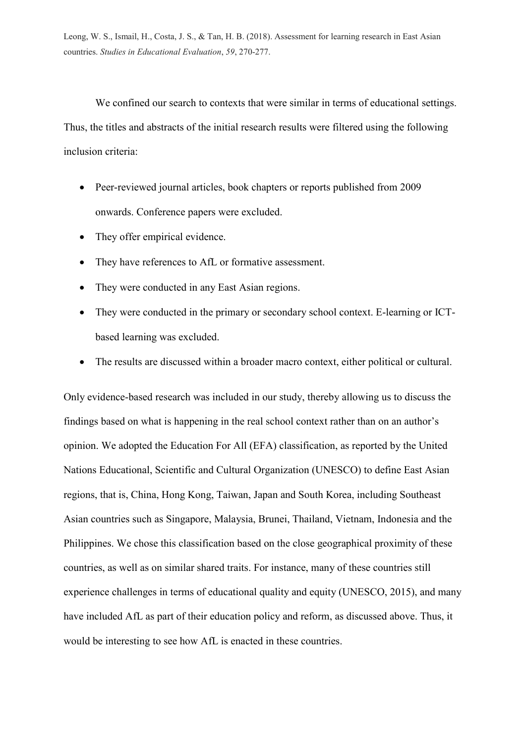We confined our search to contexts that were similar in terms of educational settings. Thus, the titles and abstracts of the initial research results were filtered using the following inclusion criteria:

- Peer-reviewed journal articles, book chapters or reports published from 2009 onwards. Conference papers were excluded.
- They offer empirical evidence.
- They have references to AfL or formative assessment.
- They were conducted in any East Asian regions.
- They were conducted in the primary or secondary school context. E-learning or ICT-based learning was excluded.
- The results are discussed within a broader macro context, either political or cultural.

Only evidence-based research was included in our study, thereby allowing us to discuss the findings based on what is happening in the real school context rather than on an author's opinion. We adopted the Education For All (EFA) classification, as reported by the United Nations Educational, Scientific and Cultural Organization (UNESCO) to define East Asian regions, that is, China, Hong Kong, Taiwan, Japan and South Korea, including Southeast Asian countries such as Singapore, Malaysia, Brunei, Thailand, Vietnam, Indonesia and the Philippines. We chose this classification based on the close geographical proximity of these countries, as well as on similar shared traits. For instance, many of these countries still experience challenges in terms of educational quality and equity (UNESCO, 2015), and many have included AfL as part of their education policy and reform, as discussed above. Thus, it would be interesting to see how AfL is enacted in these countries.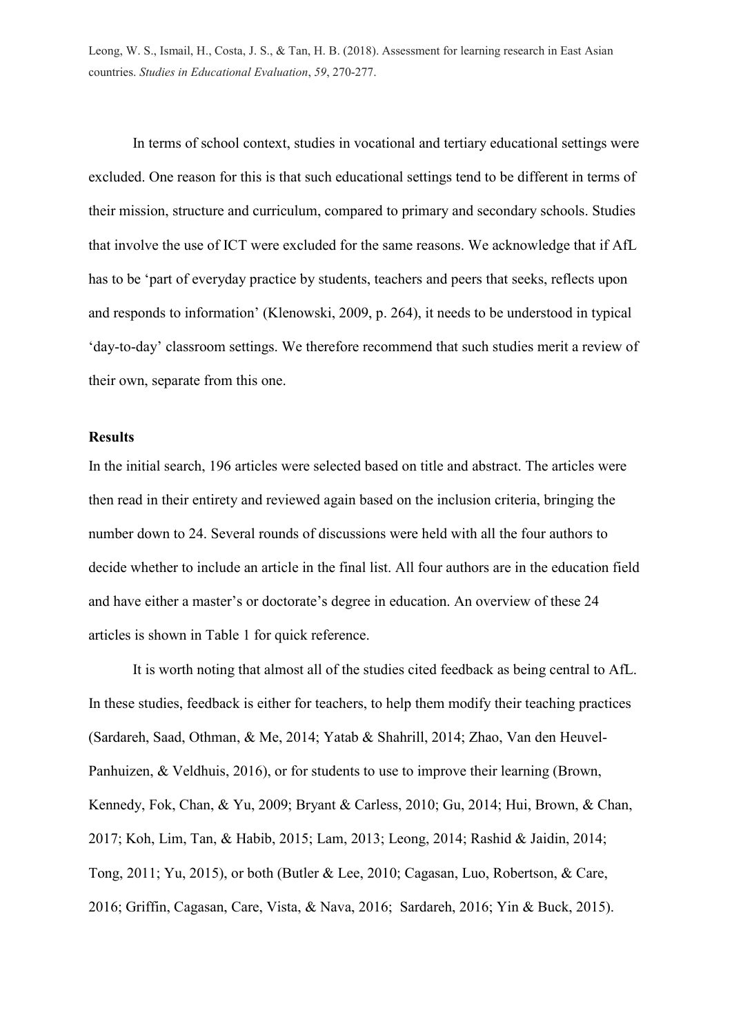In terms of school context, studies in vocational and tertiary educational settings were excluded. One reason for this is that such educational settings tend to be different in terms of their mission, structure and curriculum, compared to primary and secondary schools. Studies that involve the use of ICT were excluded for the same reasons. We acknowledge that if AfL has to be 'part of everyday practice by students, teachers and peers that seeks, reflects upon and responds to information' (Klenowski, 2009, p. 264), it needs to be understood in typical 'day-to-day' classroom settings. We therefore recommend that such studies merit a review of their own, separate from this one.

**Results**

In the initial search, 196 articles were selected based on title and abstract. The articles were then read in their entirety and reviewed again based on the inclusion criteria, bringing the number down to 24. Several rounds of discussions were held with all the four authors to decide whether to include an article in the final list. All four authors are in the education field and have either a master's or doctorate's degree in education. An overview of these 24 articles is shown in Table 1 for quick reference.

It is worth noting that almost all of the studies cited feedback as being central to AfL. In these studies, feedback is either for teachers, to help them modify their teaching practices (Sardareh, Saad, Othman, & Me, 2014; Yatab & Shahrill, 2014; Zhao, Van den Heuvel-Panhuizen, & Veldhuis, 2016), or for students to use to improve their learning (Brown, Kennedy, Fok, Chan, & Yu, 2009; Bryant & Carless, 2010; Gu, 2014; Hui, Brown, & Chan, 2017; Koh, Lim, Tan, & Habib, 2015; Lam, 2013; Leong, 2014; Rashid & Jaidin, 2014; Tong, 2011; Yu, 2015), or both (Butler & Lee, 2010; Cagasan, Luo, Robertson, & Care, 2016; Griffin, Cagasan, Care, Vista, & Nava, 2016; Sardareh, 2016; Yin & Buck, 2015).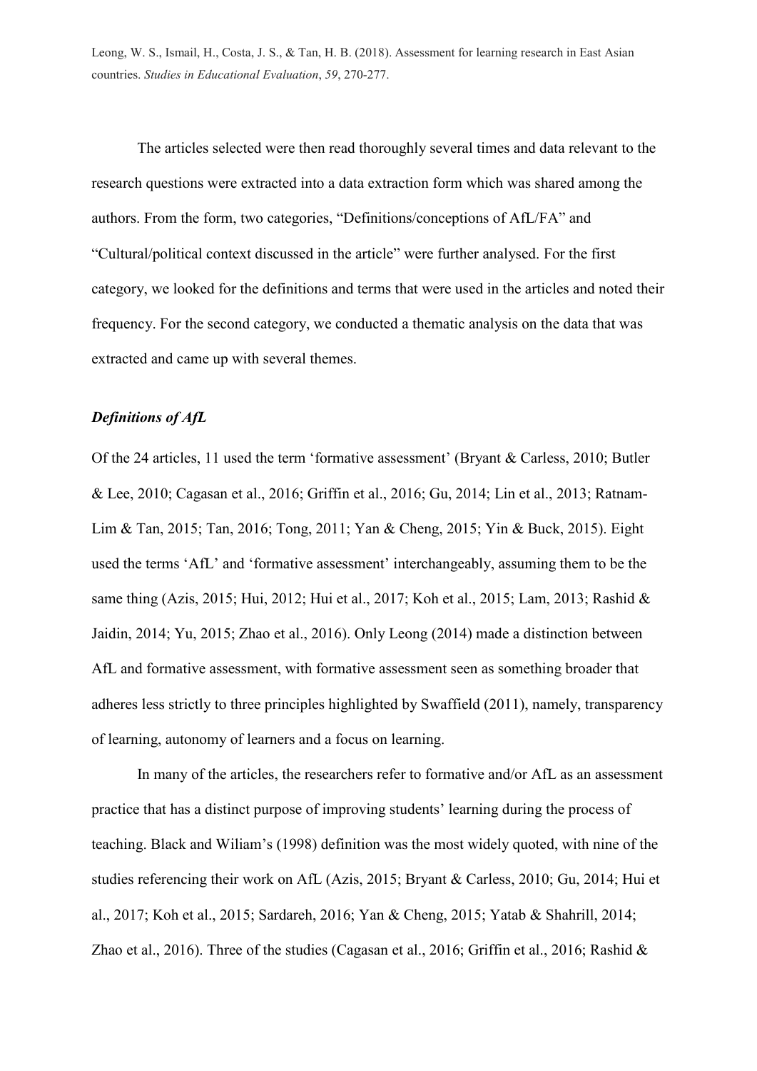The articles selected were then read thoroughly several times and data relevant to the research questions were extracted into a data extraction form which was shared among the authors. From the form, two categories, "Definitions/conceptions of AfL/FA" and "Cultural/political context discussed in the article" were further analysed. For the first category, we looked for the definitions and terms that were used in the articles and noted their frequency. For the second category, we conducted a thematic analysis on the data that was extracted and came up with several themes.

### *Definitions of AfL*

Of the 24 articles, 11 used the term 'formative assessment' (Bryant & Carless, 2010; Butler & Lee, 2010; Cagasan et al., 2016; Griffin et al., 2016; Gu, 2014; Lin et al., 2013; Ratnam-Lim & Tan, 2015; Tan, 2016; Tong, 2011; Yan & Cheng, 2015; Yin & Buck, 2015). Eight used the terms 'AfL' and 'formative assessment' interchangeably, assuming them to be the same thing (Azis, 2015; Hui, 2012; Hui et al., 2017; Koh et al., 2015; Lam, 2013; Rashid & Jaidin, 2014; Yu, 2015; Zhao et al., 2016). Only Leong (2014) made a distinction between AfL and formative assessment, with formative assessment seen as something broader that adheres less strictly to three principles highlighted by Swaffield (2011), namely, transparency of learning, autonomy of learners and a focus on learning.

In many of the articles, the researchers refer to formative and/or AfL as an assessment practice that has a distinct purpose of improving students' learning during the process of teaching. Black and Wiliam's (1998) definition was the most widely quoted, with nine of the studies referencing their work on AfL (Azis, 2015; Bryant & Carless, 2010; Gu, 2014; Hui et al., 2017; Koh et al., 2015; Sardareh, 2016; Yan & Cheng, 2015; Yatab & Shahrill, 2014; Zhao et al., 2016). Three of the studies (Cagasan et al., 2016; Griffin et al., 2016; Rashid &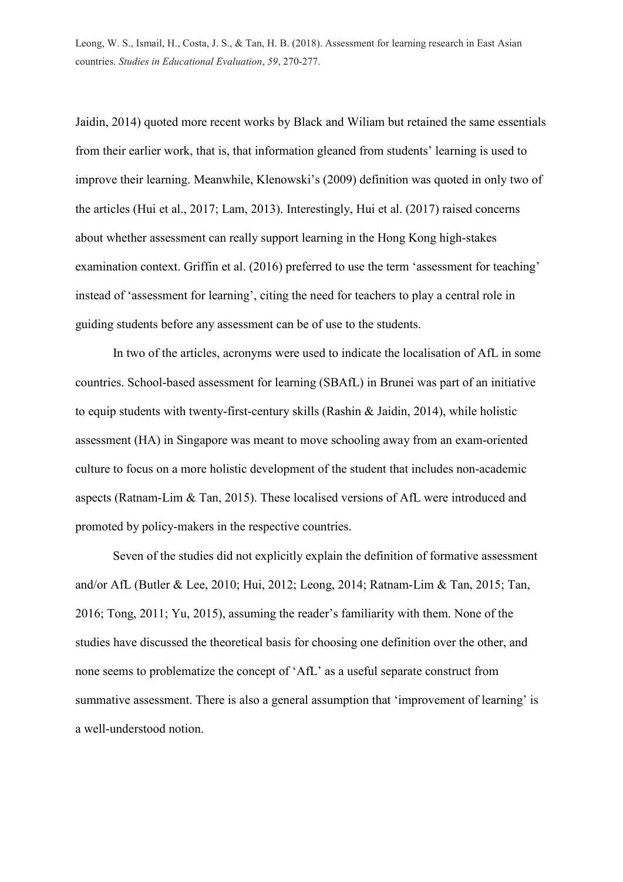Jaidin, 2014) quoted more recent works by Black and Wiliam but retained the same essentials from their earlier work, that is, that information gleaned from students' learning is used to improve their learning. Meanwhile, Klenowski's (2009) definition was quoted in only two of the articles (Hui et al., 2017; Lam, 2013). Interestingly, Hui et al. (2017) raised concerns about whether assessment can really support learning in the Hong Kong high-stakes examination context. Griffin et al. (2016) preferred to use the term 'assessment for teaching' instead of 'assessment for learning', citing the need for teachers to play a central role in guiding students before any assessment can be of use to the students.

In two of the articles, acronyms were used to indicate the localisation of AfL in some countries. School-based assessment for learning (SBAfL) in Brunei was part of an initiative to equip students with twenty-first-century skills (Rashin & Jaidin, 2014), while holistic assessment (HA) in Singapore was meant to move schooling away from an exam-oriented culture to focus on a more holistic development of the student that includes non-academic aspects (Ratnam-Lim & Tan, 2015). These localised versions of AfL were introduced and promoted by policy-makers in the respective countries.

Seven of the studies did not explicitly explain the definition of formative assessment and/or AfL (Butler & Lee, 2010; Hui, 2012; Leong, 2014; Ratnam-Lim & Tan, 2015; Tan, 2016; Tong, 2011; Yu, 2015), assuming the reader's familiarity with them. None of the studies have discussed the theoretical basis for choosing one definition over the other, and none seems to problematize the concept of 'AfL' as a useful separate construct from summative assessment. There is also a general assumption that 'improvement of learning' is a well-understood notion.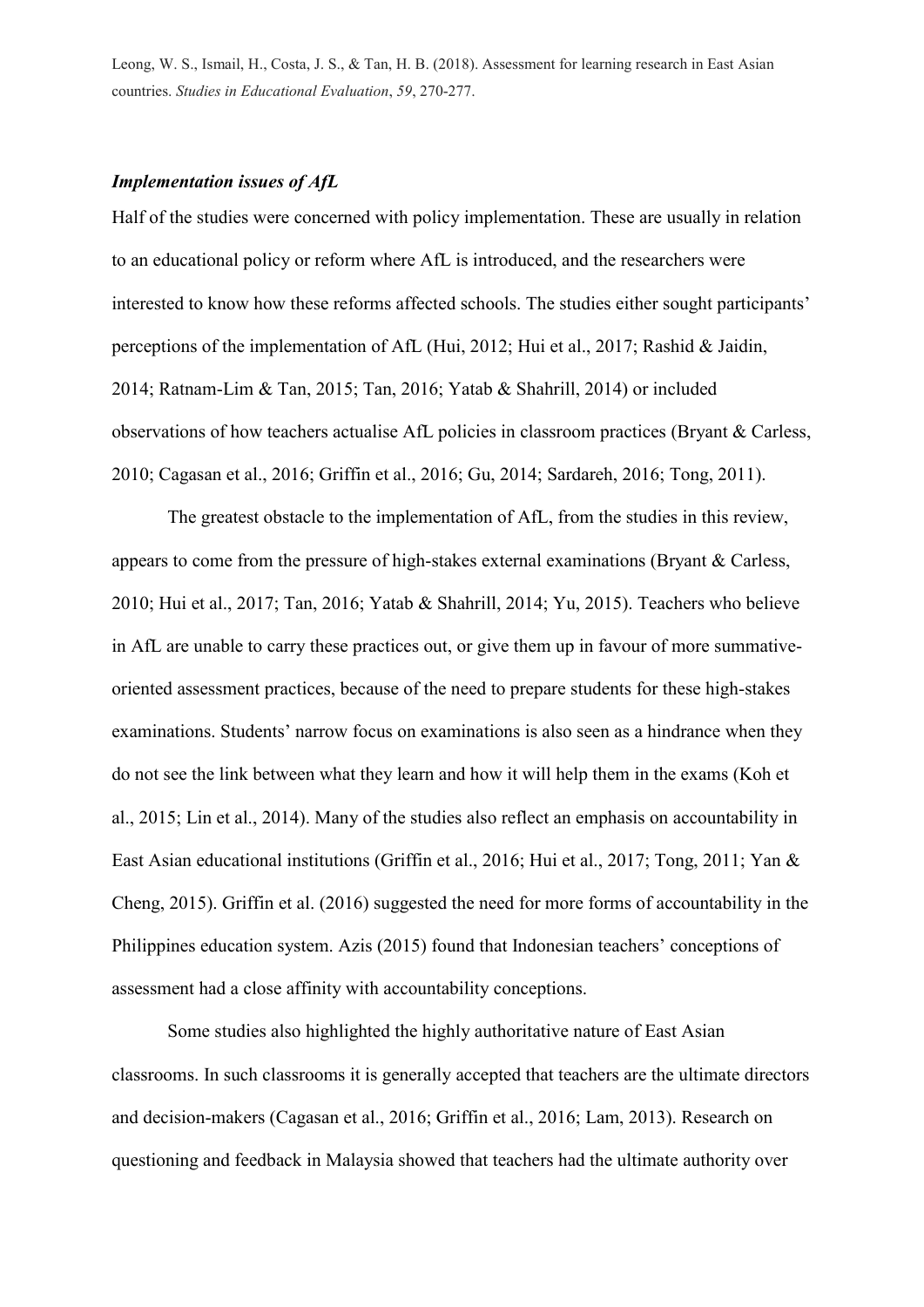### *Implementation issues of AfL*

Half of the studies were concerned with policy implementation. These are usually in relation to an educational policy or reform where AfL is introduced, and the researchers were interested to know how these reforms affected schools. The studies either sought participants' perceptions of the implementation of AfL (Hui, 2012; Hui et al., 2017; Rashid & Jaidin, 2014; Ratnam-Lim & Tan, 2015; Tan, 2016; Yatab & Shahrill, 2014) or included observations of how teachers actualise AfL policies in classroom practices (Bryant & Carless, 2010; Cagasan et al., 2016; Griffin et al., 2016; Gu, 2014; Sardareh, 2016; Tong, 2011).

The greatest obstacle to the implementation of AfL, from the studies in this review, appears to come from the pressure of high-stakes external examinations (Bryant & Carless, 2010; Hui et al., 2017; Tan, 2016; Yatab & Shahrill, 2014; Yu, 2015). Teachers who believe in AfL are unable to carry these practices out, or give them up in favour of more summative-oriented assessment practices, because of the need to prepare students for these high-stakes examinations. Students' narrow focus on examinations is also seen as a hindrance when they do not see the link between what they learn and how it will help them in the exams (Koh et al., 2015; Lin et al., 2014). Many of the studies also reflect an emphasis on accountability in East Asian educational institutions (Griffin et al., 2016; Hui et al., 2017; Tong, 2011; Yan & Cheng, 2015). Griffin et al. (2016) suggested the need for more forms of accountability in the Philippines education system. Azis (2015) found that Indonesian teachers' conceptions of assessment had a close affinity with accountability conceptions.

Some studies also highlighted the highly authoritative nature of East Asian classrooms. In such classrooms it is generally accepted that teachers are the ultimate directors and decision-makers (Cagasan et al., 2016; Griffin et al., 2016; Lam, 2013). Research on questioning and feedback in Malaysia showed that teachers had the ultimate authority over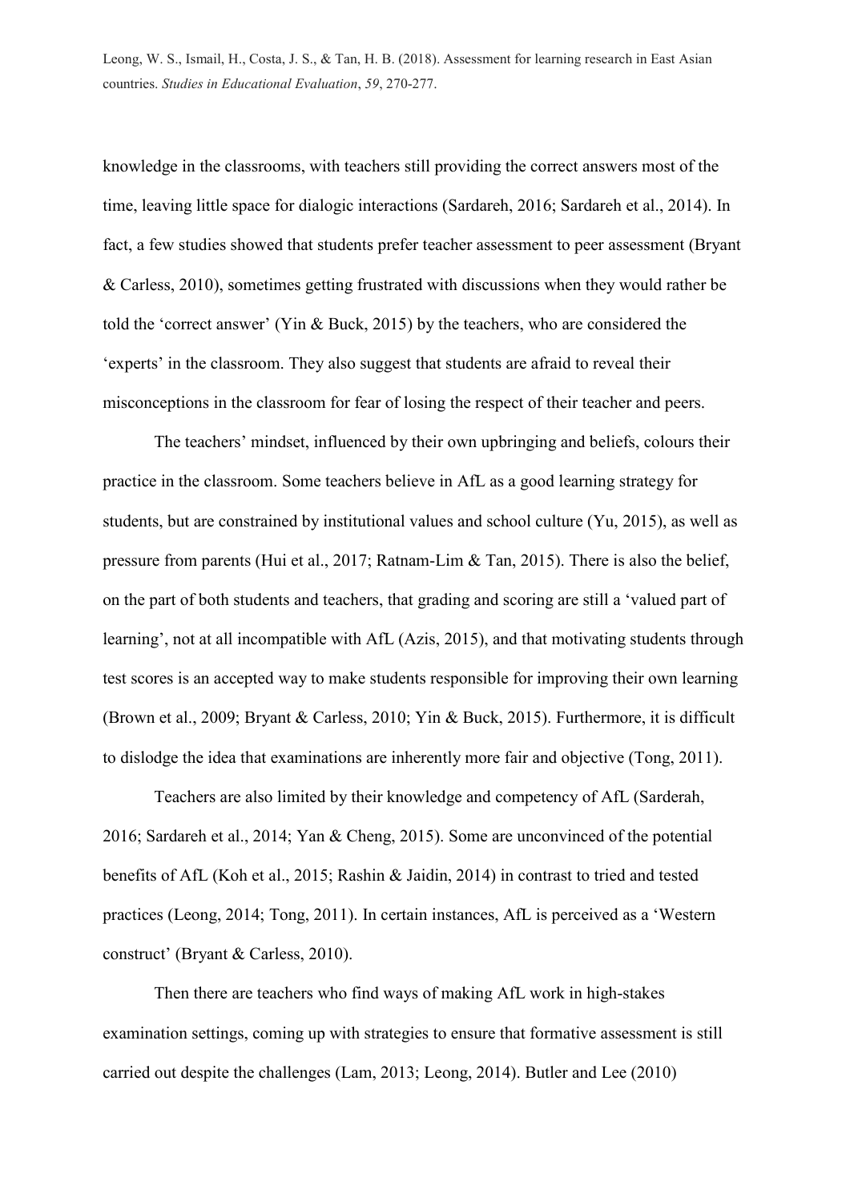knowledge in the classrooms, with teachers still providing the correct answers most of the time, leaving little space for dialogic interactions (Sardareh, 2016; Sardareh et al., 2014). In fact, a few studies showed that students prefer teacher assessment to peer assessment (Bryant & Carless, 2010), sometimes getting frustrated with discussions when they would rather be told the 'correct answer' (Yin & Buck, 2015) by the teachers, who are considered the 'experts' in the classroom. They also suggest that students are afraid to reveal their misconceptions in the classroom for fear of losing the respect of their teacher and peers.

The teachers' mindset, influenced by their own upbringing and beliefs, colours their practice in the classroom. Some teachers believe in AfL as a good learning strategy for students, but are constrained by institutional values and school culture (Yu, 2015), as well as pressure from parents (Hui et al., 2017; Ratnam-Lim & Tan, 2015). There is also the belief, on the part of both students and teachers, that grading and scoring are still a 'valued part of learning', not at all incompatible with AfL (Azis, 2015), and that motivating students through test scores is an accepted way to make students responsible for improving their own learning (Brown et al., 2009; Bryant & Carless, 2010; Yin & Buck, 2015). Furthermore, it is difficult to dislodge the idea that examinations are inherently more fair and objective (Tong, 2011).

Teachers are also limited by their knowledge and competency of AfL (Sarderah, 2016; Sardareh et al., 2014; Yan & Cheng, 2015). Some are unconvinced of the potential benefits of AfL (Koh et al., 2015; Rashin & Jaidin, 2014) in contrast to tried and tested practices (Leong, 2014; Tong, 2011). In certain instances, AfL is perceived as a 'Western construct' (Bryant & Carless, 2010).

Then there are teachers who find ways of making AfL work in high-stakes examination settings, coming up with strategies to ensure that formative assessment is still carried out despite the challenges (Lam, 2013; Leong, 2014). Butler and Lee (2010)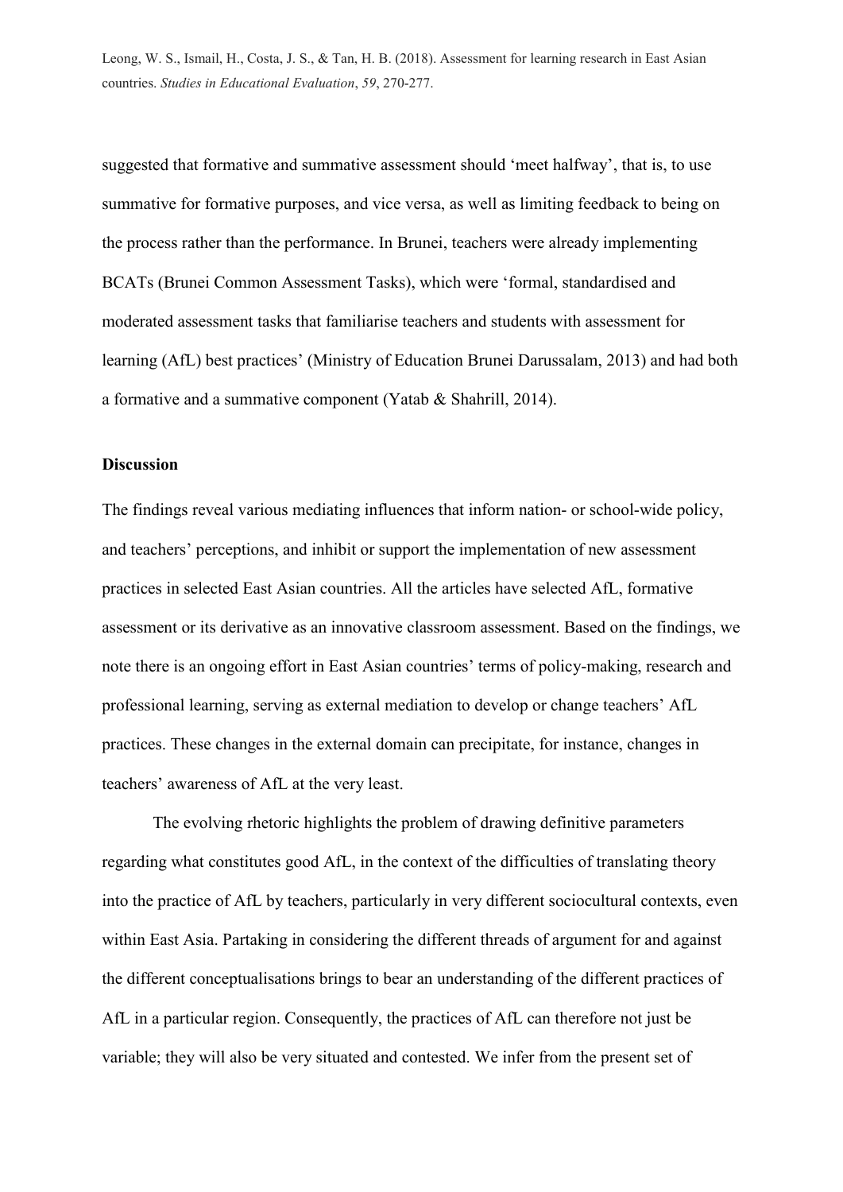suggested that formative and summative assessment should 'meet halfway', that is, to use summative for formative purposes, and vice versa, as well as limiting feedback to being on the process rather than the performance. In Brunei, teachers were already implementing BCATs (Brunei Common Assessment Tasks), which were 'formal, standardised and moderated assessment tasks that familiarise teachers and students with assessment for learning (AfL) best practices' (Ministry of Education Brunei Darussalam, 2013) and had both a formative and a summative component (Yatab & Shahrill, 2014).

## Discussion

The findings reveal various mediating influences that inform nation- or school-wide policy, and teachers' perceptions, and inhibit or support the implementation of new assessment practices in selected East Asian countries. All the articles have selected AfL, formative assessment or its derivative as an innovative classroom assessment. Based on the findings, we note there is an ongoing effort in East Asian countries' terms of policy-making, research and professional learning, serving as external mediation to develop or change teachers' AfL practices. These changes in the external domain can precipitate, for instance, changes in teachers' awareness of AfL at the very least.

The evolving rhetoric highlights the problem of drawing definitive parameters regarding what constitutes good AfL, in the context of the difficulties of translating theory into the practice of AfL by teachers, particularly in very different sociocultural contexts, even within East Asia. Partaking in considering the different threads of argument for and against the different conceptualisations brings to bear an understanding of the different practices of AfL in a particular region. Consequently, the practices of AfL can therefore not just be variable; they will also be very situated and contested. We infer from the present set of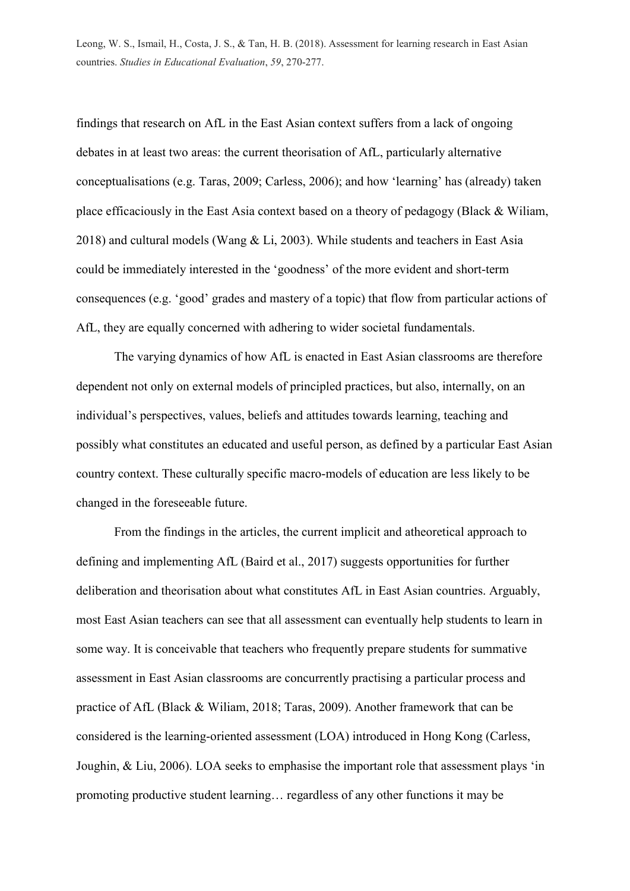findings that research on AfL in the East Asian context suffers from a lack of ongoing debates in at least two areas: the current theorisation of AfL, particularly alternative conceptualisations (e.g. Taras, 2009; Carless, 2006); and how 'learning' has (already) taken place efficaciously in the East Asia context based on a theory of pedagogy (Black & Wiliam, 2018) and cultural models (Wang & Li, 2003). While students and teachers in East Asia could be immediately interested in the 'goodness' of the more evident and short-term consequences (e.g. 'good' grades and mastery of a topic) that flow from particular actions of AfL, they are equally concerned with adhering to wider societal fundamentals.

The varying dynamics of how AfL is enacted in East Asian classrooms are therefore dependent not only on external models of principled practices, but also, internally, on an individual's perspectives, values, beliefs and attitudes towards learning, teaching and possibly what constitutes an educated and useful person, as defined by a particular East Asian country context. These culturally specific macro-models of education are less likely to be changed in the foreseeable future.

From the findings in the articles, the current implicit and atheoretical approach to defining and implementing AfL (Baird et al., 2017) suggests opportunities for further deliberation and theorisation about what constitutes AfL in East Asian countries. Arguably, most East Asian teachers can see that all assessment can eventually help students to learn in some way. It is conceivable that teachers who frequently prepare students for summative assessment in East Asian classrooms are concurrently practising a particular process and practice of AfL (Black & Wiliam, 2018; Taras, 2009). Another framework that can be considered is the learning-oriented assessment (LOA) introduced in Hong Kong (Carless, Joughin, & Liu, 2006). LOA seeks to emphasise the important role that assessment plays 'in promoting productive student learning… regardless of any other functions it may be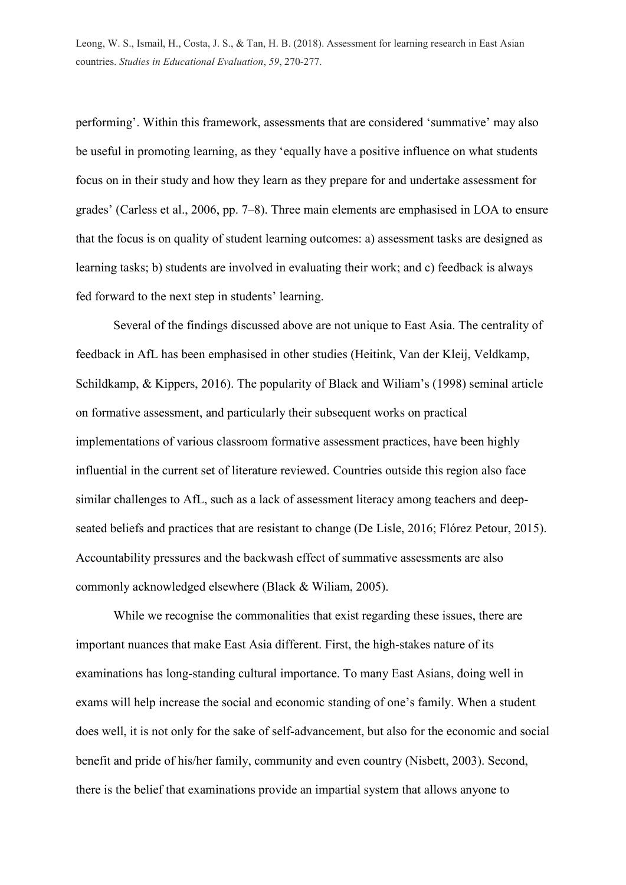performing'. Within this framework, assessments that are considered 'summative' may also be useful in promoting learning, as they 'equally have a positive influence on what students focus on in their study and how they learn as they prepare for and undertake assessment for grades' (Carless et al., 2006, pp. 7–8). Three main elements are emphasised in LOA to ensure that the focus is on quality of student learning outcomes: a) assessment tasks are designed as learning tasks; b) students are involved in evaluating their work; and c) feedback is always fed forward to the next step in students' learning.

Several of the findings discussed above are not unique to East Asia. The centrality of feedback in AfL has been emphasised in other studies (Heitink, Van der Kleij, Veldkamp, Schildkamp, & Kippers, 2016). The popularity of Black and Wiliam's (1998) seminal article on formative assessment, and particularly their subsequent works on practical implementations of various classroom formative assessment practices, have been highly influential in the current set of literature reviewed. Countries outside this region also face similar challenges to AfL, such as a lack of assessment literacy among teachers and deep-seated beliefs and practices that are resistant to change (De Lisle, 2016; Flórez Petour, 2015). Accountability pressures and the backwash effect of summative assessments are also commonly acknowledged elsewhere (Black & Wiliam, 2005).

While we recognise the commonalities that exist regarding these issues, there are important nuances that make East Asia different. First, the high-stakes nature of its examinations has long-standing cultural importance. To many East Asians, doing well in exams will help increase the social and economic standing of one's family. When a student does well, it is not only for the sake of self-advancement, but also for the economic and social benefit and pride of his/her family, community and even country (Nisbett, 2003). Second, there is the belief that examinations provide an impartial system that allows anyone to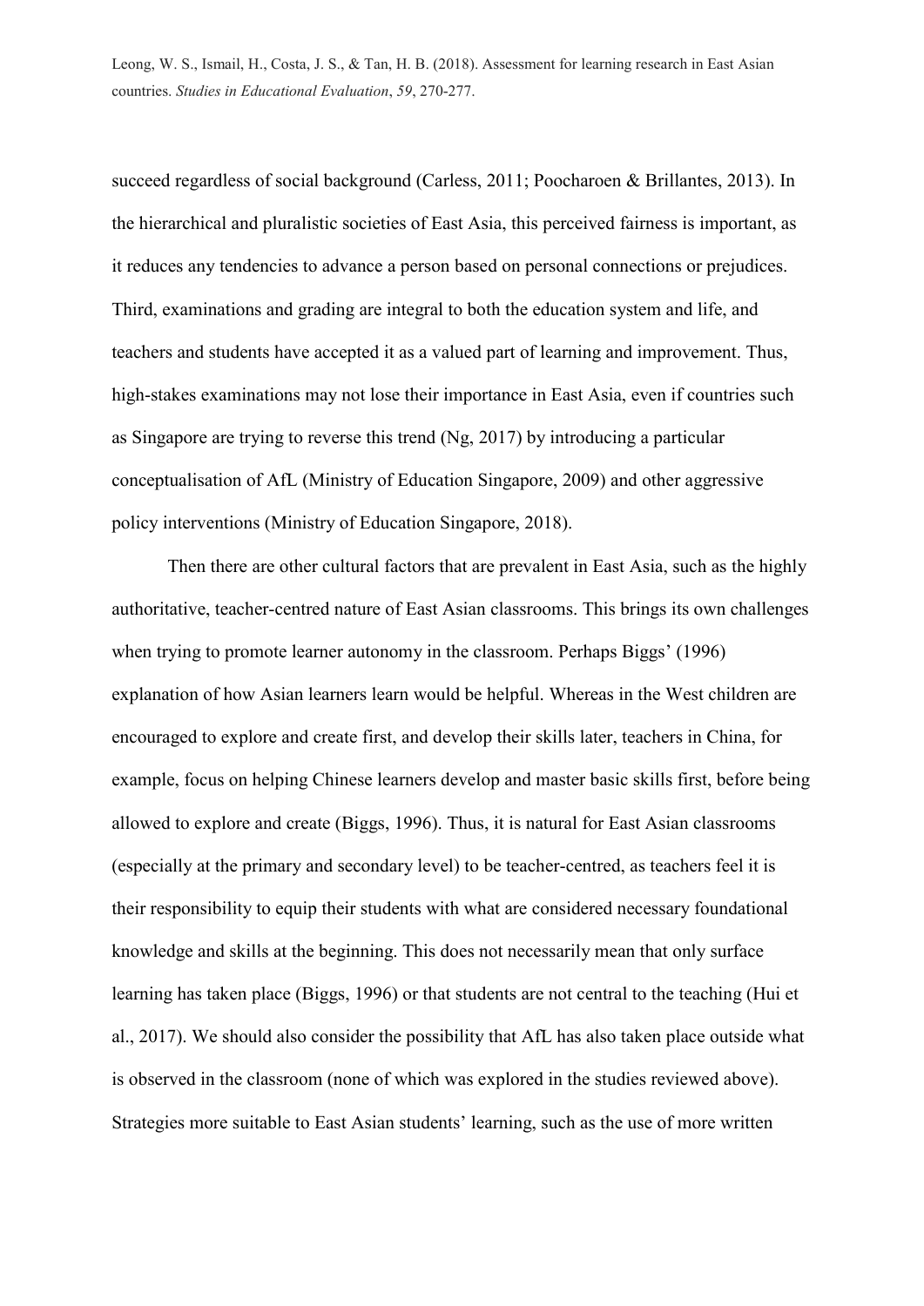succeed regardless of social background (Carless, 2011; Poocharoen & Brillantes, 2013). In the hierarchical and pluralistic societies of East Asia, this perceived fairness is important, as it reduces any tendencies to advance a person based on personal connections or prejudices. Third, examinations and grading are integral to both the education system and life, and teachers and students have accepted it as a valued part of learning and improvement. Thus, high-stakes examinations may not lose their importance in East Asia, even if countries such as Singapore are trying to reverse this trend (Ng, 2017) by introducing a particular conceptualisation of AfL (Ministry of Education Singapore, 2009) and other aggressive policy interventions (Ministry of Education Singapore, 2018).

Then there are other cultural factors that are prevalent in East Asia, such as the highly authoritative, teacher-centred nature of East Asian classrooms. This brings its own challenges when trying to promote learner autonomy in the classroom. Perhaps Biggs' (1996) explanation of how Asian learners learn would be helpful. Whereas in the West children are encouraged to explore and create first, and develop their skills later, teachers in China, for example, focus on helping Chinese learners develop and master basic skills first, before being allowed to explore and create (Biggs, 1996). Thus, it is natural for East Asian classrooms (especially at the primary and secondary level) to be teacher-centred, as teachers feel it is their responsibility to equip their students with what are considered necessary foundational knowledge and skills at the beginning. This does not necessarily mean that only surface learning has taken place (Biggs, 1996) or that students are not central to the teaching (Hui et al., 2017). We should also consider the possibility that AfL has also taken place outside what is observed in the classroom (none of which was explored in the studies reviewed above). Strategies more suitable to East Asian students' learning, such as the use of more written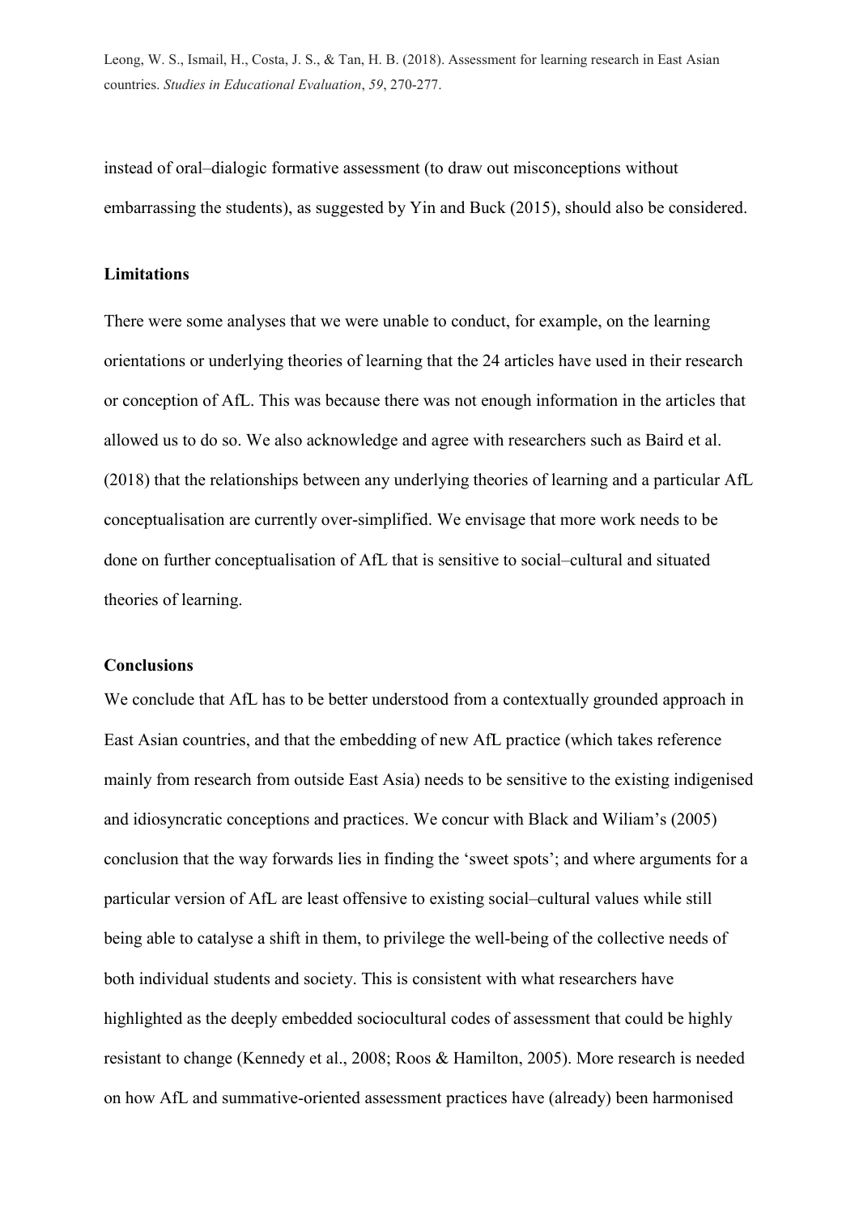instead of oral–dialogic formative assessment (to draw out misconceptions without embarrassing the students), as suggested by Yin and Buck (2015), should also be considered.

## Limitations

There were some analyses that we were unable to conduct, for example, on the learning orientations or underlying theories of learning that the 24 articles have used in their research or conception of AfL. This was because there was not enough information in the articles that allowed us to do so. We also acknowledge and agree with researchers such as Baird et al. (2018) that the relationships between any underlying theories of learning and a particular AfL conceptualisation are currently over-simplified. We envisage that more work needs to be done on further conceptualisation of AfL that is sensitive to social–cultural and situated theories of learning.

## Conclusions

We conclude that AfL has to be better understood from a contextually grounded approach in East Asian countries, and that the embedding of new AfL practice (which takes reference mainly from research from outside East Asia) needs to be sensitive to the existing indigenised and idiosyncratic conceptions and practices. We concur with Black and Wiliam's (2005) conclusion that the way forwards lies in finding the 'sweet spots'; and where arguments for a particular version of AfL are least offensive to existing social–cultural values while still being able to catalyse a shift in them, to privilege the well-being of the collective needs of both individual students and society. This is consistent with what researchers have highlighted as the deeply embedded sociocultural codes of assessment that could be highly resistant to change (Kennedy et al., 2008; Roos & Hamilton, 2005). More research is needed on how AfL and summative-oriented assessment practices have (already) been harmonised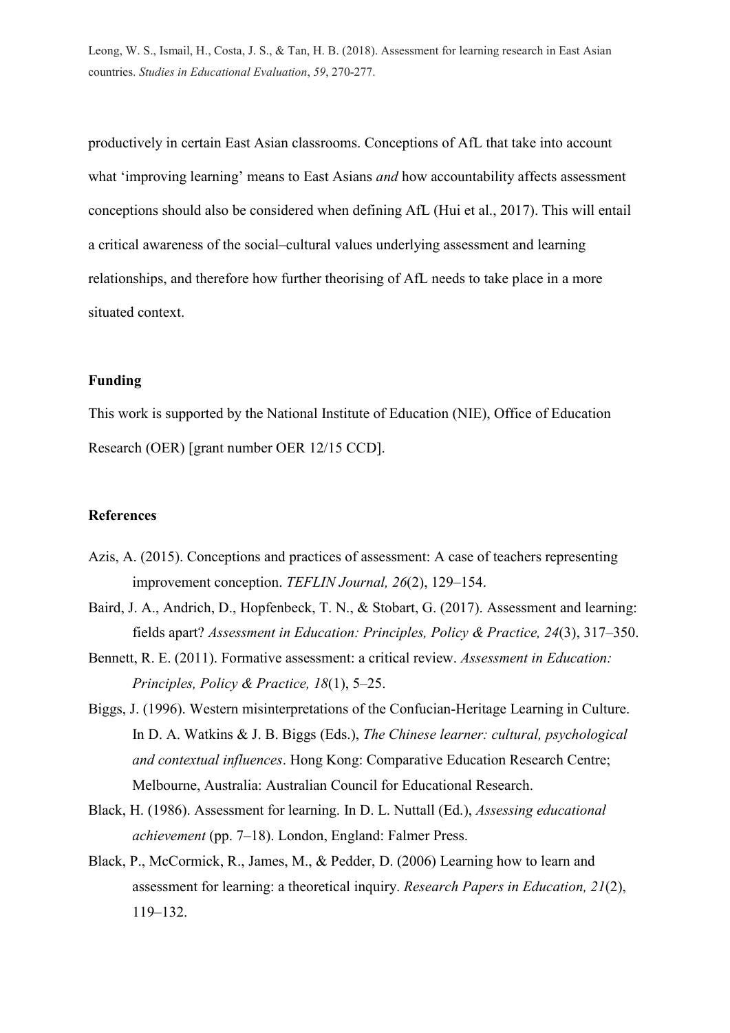productively in certain East Asian classrooms. Conceptions of AfL that take into account what 'improving learning' means to East Asians *and* how accountability affects assessment conceptions should also be considered when defining AfL (Hui et al., 2017). This will entail a critical awareness of the social–cultural values underlying assessment and learning relationships, and therefore how further theorising of AfL needs to take place in a more situated context.

## Funding

This work is supported by the National Institute of Education (NIE), Office of Education Research (OER) [grant number OER 12/15 CCD].

## References

Azis, A. (2015). Conceptions and practices of assessment: A case of teachers representing improvement conception. *TEFLIN Journal, 26*(2), 129–154.

Baird, J. A., Andrich, D., Hopfenbeck, T. N., & Stobart, G. (2017). Assessment and learning: fields apart? *Assessment in Education: Principles, Policy & Practice, 24*(3), 317–350.

Bennett, R. E. (2011). Formative assessment: a critical review. *Assessment in Education: Principles, Policy & Practice, 18*(1), 5–25.

Biggs, J. (1996). Western misinterpretations of the Confucian-Heritage Learning in Culture. In D. A. Watkins & J. B. Biggs (Eds.), *The Chinese learner: cultural, psychological and contextual influences*. Hong Kong: Comparative Education Research Centre; Melbourne, Australia: Australian Council for Educational Research.

Black, H. (1986). Assessment for learning. In D. L. Nuttall (Ed.), *Assessing educational achievement* (pp. 7–18). London, England: Falmer Press.

Black, P., McCormick, R., James, M., & Pedder, D. (2006) Learning how to learn and assessment for learning: a theoretical inquiry. *Research Papers in Education, 21*(2), 119–132.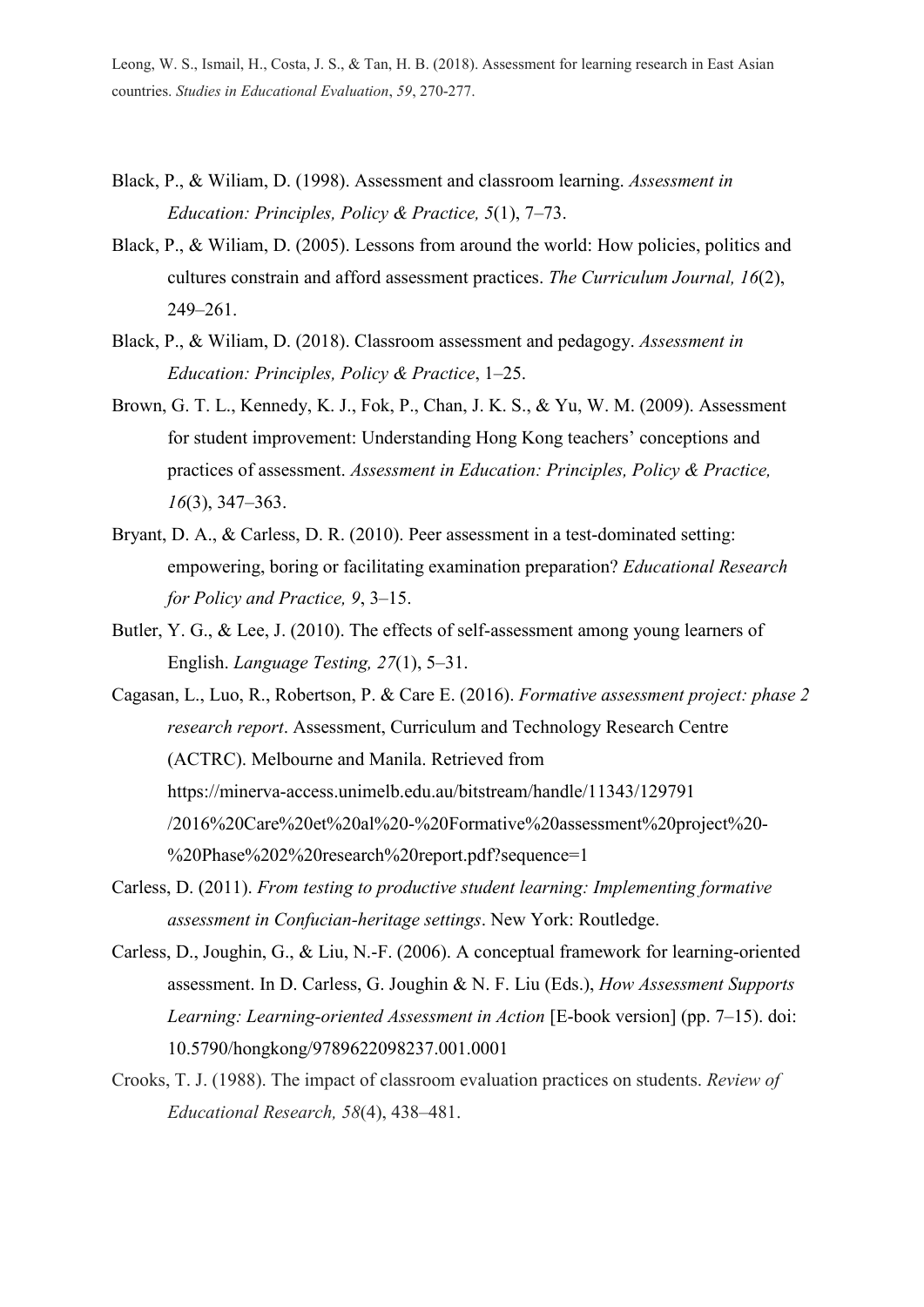Black, P., & Wiliam, D. (1998). Assessment and classroom learning. *Assessment in Education: Principles, Policy & Practice, 5*(1), 7–73.

Black, P., & Wiliam, D. (2005). Lessons from around the world: How policies, politics and cultures constrain and afford assessment practices. *The Curriculum Journal, 16*(2), 249–261.

Black, P., & Wiliam, D. (2018). Classroom assessment and pedagogy. *Assessment in Education: Principles, Policy & Practice*, 1–25.

Brown, G. T. L., Kennedy, K. J., Fok, P., Chan, J. K. S., & Yu, W. M. (2009). Assessment for student improvement: Understanding Hong Kong teachers' conceptions and practices of assessment. *Assessment in Education: Principles, Policy & Practice, 16*(3), 347–363.

Bryant, D. A., & Carless, D. R. (2010). Peer assessment in a test-dominated setting: empowering, boring or facilitating examination preparation? *Educational Research for Policy and Practice, 9*, 3–15.

Butler, Y. G., & Lee, J. (2010). The effects of self-assessment among young learners of English. *Language Testing, 27*(1), 5–31.

Cagasan, L., Luo, R., Robertson, P. & Care E. (2016). *Formative assessment project: phase 2 research report*. Assessment, Curriculum and Technology Research Centre (ACTRC). Melbourne and Manila. Retrieved from https://minerva-access.unimelb.edu.au/bitstream/handle/11343/129791/2016%20Care%20et%20al%20-%20Formative%20assessment%20project%20-%20Phase%202%20research%20report.pdf?sequence=1

Carless, D. (2011). *From testing to productive student learning: Implementing formative assessment in Confucian-heritage settings*. New York: Routledge.

Carless, D., Joughin, G., & Liu, N.-F. (2006). A conceptual framework for learning-oriented assessment. In D. Carless, G. Joughin & N. F. Liu (Eds.), *How Assessment Supports Learning: Learning-oriented Assessment in Action* [E-book version] (pp. 7–15). doi: 10.5790/hongkong/9789622098237.001.0001

Crooks, T. J. (1988). The impact of classroom evaluation practices on students. *Review of Educational Research, 58*(4), 438–481.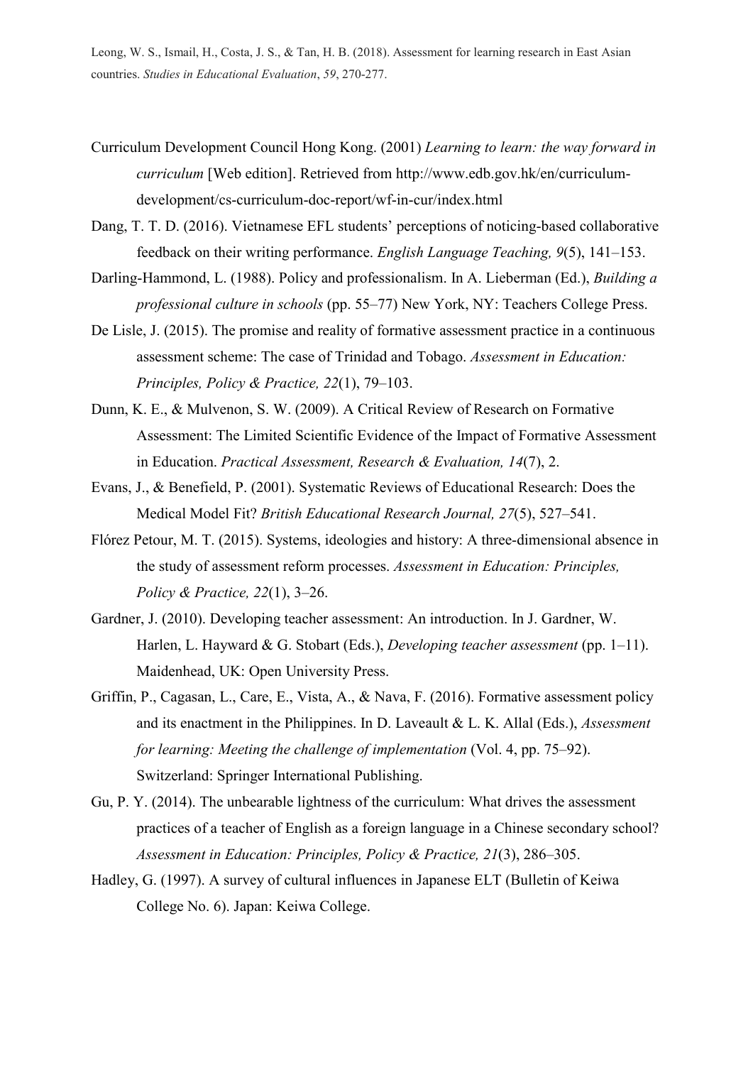Curriculum Development Council Hong Kong. (2001) *Learning to learn: the way forward in curriculum* [Web edition]. Retrieved from http://www.edb.gov.hk/en/curriculum-development/cs-curriculum-doc-report/wf-in-cur/index.html

Dang, T. T. D. (2016). Vietnamese EFL students' perceptions of noticing-based collaborative feedback on their writing performance. *English Language Teaching, 9*(5), 141–153.

Darling-Hammond, L. (1988). Policy and professionalism. In A. Lieberman (Ed.), *Building a professional culture in schools* (pp. 55–77) New York, NY: Teachers College Press.

De Lisle, J. (2015). The promise and reality of formative assessment practice in a continuous assessment scheme: The case of Trinidad and Tobago. *Assessment in Education: Principles, Policy & Practice, 22*(1), 79–103.

Dunn, K. E., & Mulvenon, S. W. (2009). A Critical Review of Research on Formative Assessment: The Limited Scientific Evidence of the Impact of Formative Assessment in Education. *Practical Assessment, Research & Evaluation, 14*(7), 2.

Evans, J., & Benefield, P. (2001). Systematic Reviews of Educational Research: Does the Medical Model Fit? *British Educational Research Journal, 27*(5), 527–541.

Flórez Petour, M. T. (2015). Systems, ideologies and history: A three-dimensional absence in the study of assessment reform processes. *Assessment in Education: Principles, Policy & Practice, 22*(1), 3–26.

Gardner, J. (2010). Developing teacher assessment: An introduction. In J. Gardner, W. Harlen, L. Hayward & G. Stobart (Eds.), *Developing teacher assessment* (pp. 1–11). Maidenhead, UK: Open University Press.

Griffin, P., Cagasan, L., Care, E., Vista, A., & Nava, F. (2016). Formative assessment policy and its enactment in the Philippines. In D. Laveault & L. K. Allal (Eds.), *Assessment for learning: Meeting the challenge of implementation* (Vol. 4, pp. 75–92). Switzerland: Springer International Publishing.

Gu, P. Y. (2014). The unbearable lightness of the curriculum: What drives the assessment practices of a teacher of English as a foreign language in a Chinese secondary school? *Assessment in Education: Principles, Policy & Practice, 21*(3), 286–305.

Hadley, G. (1997). A survey of cultural influences in Japanese ELT (Bulletin of Keiwa College No. 6). Japan: Keiwa College.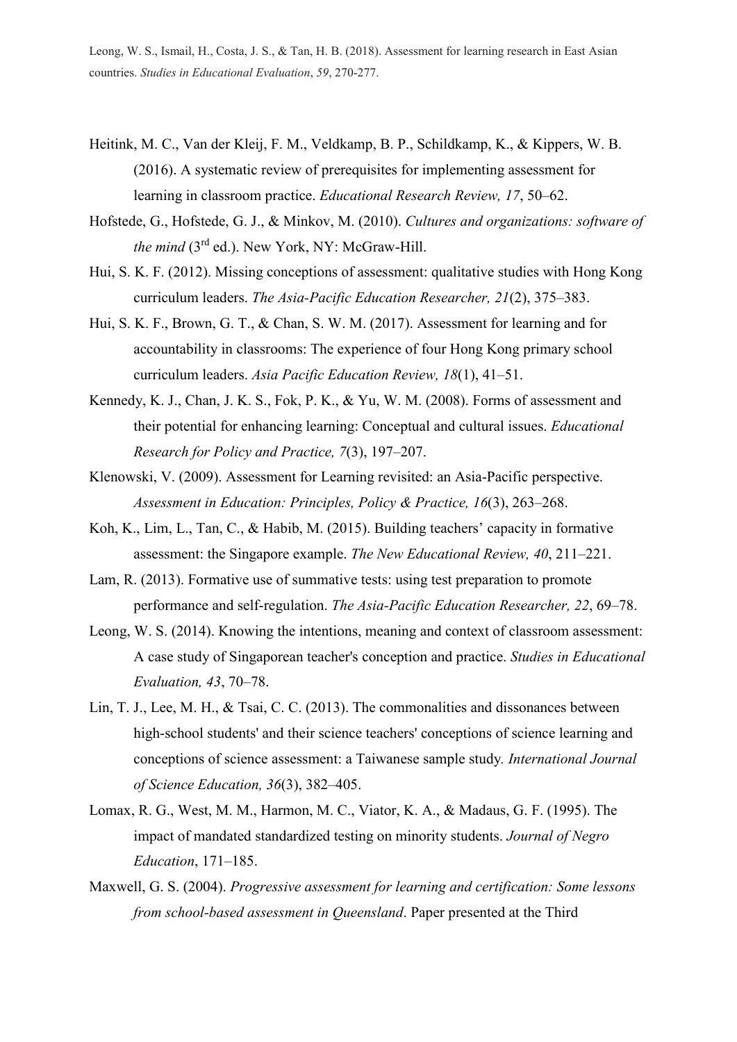Heitink, M. C., Van der Kleij, F. M., Veldkamp, B. P., Schildkamp, K., & Kippers, W. B. (2016). A systematic review of prerequisites for implementing assessment for learning in classroom practice. *Educational Research Review, 17*, 50–62.

Hofstede, G., Hofstede, G. J., & Minkov, M. (2010). *Cultures and organizations: software of the mind* (3rd ed.). New York, NY: McGraw-Hill.

Hui, S. K. F. (2012). Missing conceptions of assessment: qualitative studies with Hong Kong curriculum leaders. *The Asia-Pacific Education Researcher, 21*(2), 375–383.

Hui, S. K. F., Brown, G. T., & Chan, S. W. M. (2017). Assessment for learning and for accountability in classrooms: The experience of four Hong Kong primary school curriculum leaders. *Asia Pacific Education Review, 18*(1), 41–51.

Kennedy, K. J., Chan, J. K. S., Fok, P. K., & Yu, W. M. (2008). Forms of assessment and their potential for enhancing learning: Conceptual and cultural issues. *Educational Research for Policy and Practice, 7*(3), 197–207.

Klenowski, V. (2009). Assessment for Learning revisited: an Asia-Pacific perspective. *Assessment in Education: Principles, Policy & Practice, 16*(3), 263–268.

Koh, K., Lim, L., Tan, C., & Habib, M. (2015). Building teachers' capacity in formative assessment: the Singapore example. *The New Educational Review, 40*, 211–221.

Lam, R. (2013). Formative use of summative tests: using test preparation to promote performance and self-regulation. *The Asia-Pacific Education Researcher, 22*, 69–78.

Leong, W. S. (2014). Knowing the intentions, meaning and context of classroom assessment: A case study of Singaporean teacher's conception and practice. *Studies in Educational Evaluation, 43*, 70–78.

Lin, T. J., Lee, M. H., & Tsai, C. C. (2013). The commonalities and dissonances between high-school students' and their science teachers' conceptions of science learning and conceptions of science assessment: a Taiwanese sample study. *International Journal of Science Education, 36*(3), 382–405.

Lomax, R. G., West, M. M., Harmon, M. C., Viator, K. A., & Madaus, G. F. (1995). The impact of mandated standardized testing on minority students. *Journal of Negro Education*, 171–185.

Maxwell, G. S. (2004). *Progressive assessment for learning and certification: Some lessons from school-based assessment in Queensland*. Paper presented at the Third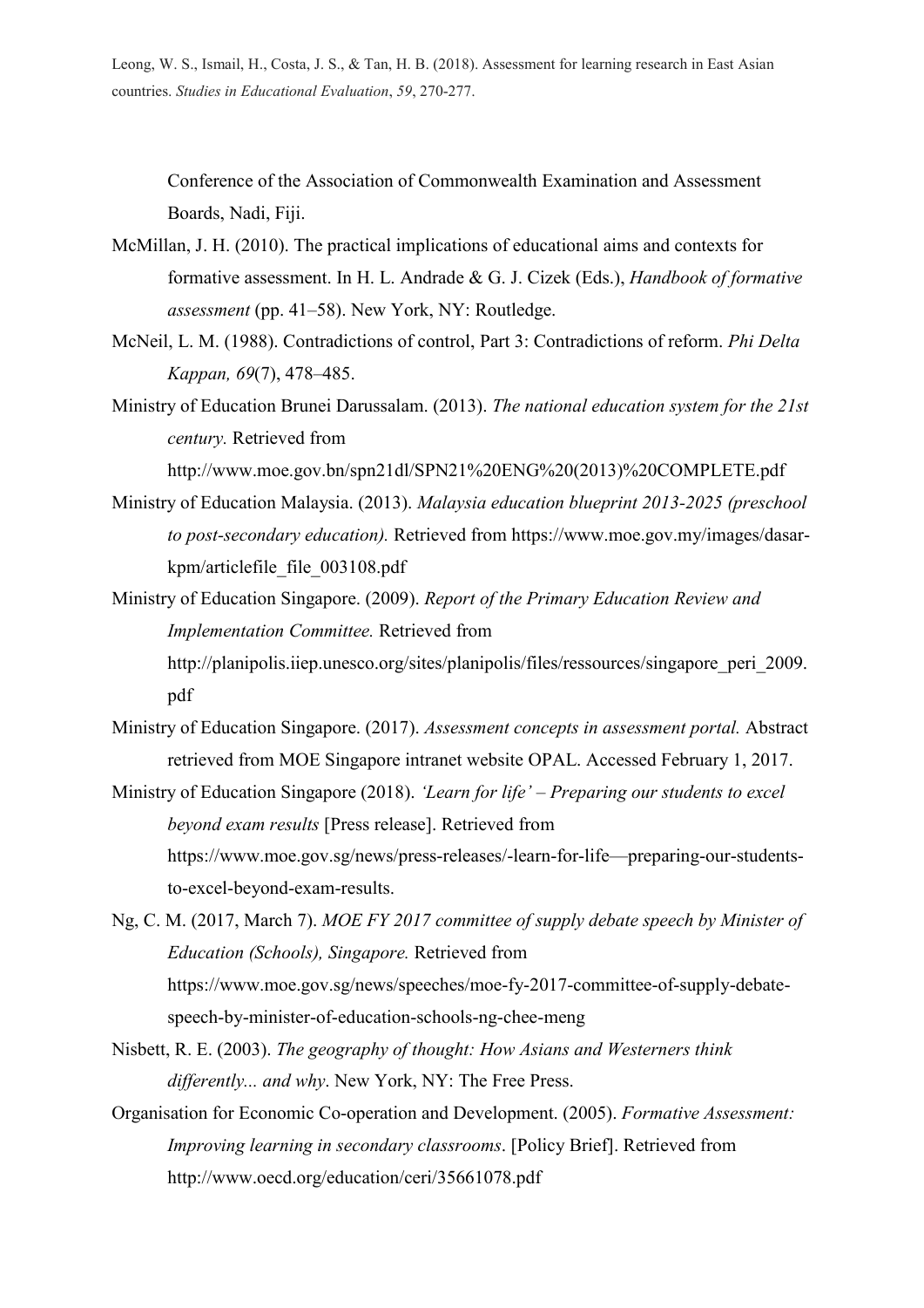Conference of the Association of Commonwealth Examination and Assessment Boards, Nadi, Fiji.

McMillan, J. H. (2010). The practical implications of educational aims and contexts for formative assessment. In H. L. Andrade & G. J. Cizek (Eds.), *Handbook of formative assessment* (pp. 41–58). New York, NY: Routledge.

McNeil, L. M. (1988). Contradictions of control, Part 3: Contradictions of reform. *Phi Delta Kappan, 69*(7), 478–485.

Ministry of Education Brunei Darussalam. (2013). *The national education system for the 21st century.* Retrieved from http://www.moe.gov.bn/spn21dl/SPN21%20ENG%20(2013)%20COMPLETE.pdf

Ministry of Education Malaysia. (2013). *Malaysia education blueprint 2013-2025 (preschool to post-secondary education).* Retrieved from https://www.moe.gov.my/images/dasar-kpm/articlefile_file_003108.pdf

Ministry of Education Singapore. (2009). *Report of the Primary Education Review and Implementation Committee.* Retrieved from http://planipolis.iiep.unesco.org/sites/planipolis/files/ressources/singapore_peri_2009.pdf

Ministry of Education Singapore. (2017). *Assessment concepts in assessment portal.* Abstract retrieved from MOE Singapore intranet website OPAL. Accessed February 1, 2017.

Ministry of Education Singapore (2018). *'Learn for life' – Preparing our students to excel beyond exam results* [Press release]. Retrieved from https://www.moe.gov.sg/news/press-releases/-learn-for-life—preparing-our-students-to-excel-beyond-exam-results.

Ng, C. M. (2017, March 7). *MOE FY 2017 committee of supply debate speech by Minister of Education (Schools), Singapore.* Retrieved from https://www.moe.gov.sg/news/speeches/moe-fy-2017-committee-of-supply-debate-speech-by-minister-of-education-schools-ng-chee-meng

Nisbett, R. E. (2003). *The geography of thought: How Asians and Westerners think differently... and why*. New York, NY: The Free Press.

Organisation for Economic Co-operation and Development. (2005). *Formative Assessment: Improving learning in secondary classrooms*. [Policy Brief]. Retrieved from http://www.oecd.org/education/ceri/35661078.pdf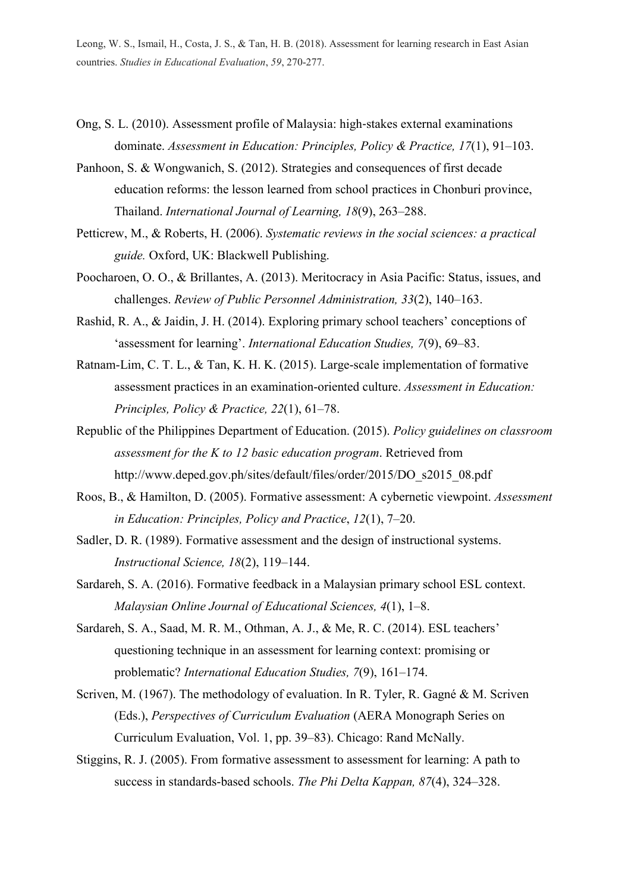Ong, S. L. (2010). Assessment profile of Malaysia: high-stakes external examinations dominate. *Assessment in Education: Principles, Policy & Practice, 17*(1), 91–103.

Panhoon, S. & Wongwanich, S. (2012). Strategies and consequences of first decade education reforms: the lesson learned from school practices in Chonburi province, Thailand. *International Journal of Learning, 18*(9), 263–288.

Petticrew, M., & Roberts, H. (2006). *Systematic reviews in the social sciences: a practical guide.* Oxford, UK: Blackwell Publishing.

Poocharoen, O. O., & Brillantes, A. (2013). Meritocracy in Asia Pacific: Status, issues, and challenges. *Review of Public Personnel Administration, 33*(2), 140–163.

Rashid, R. A., & Jaidin, J. H. (2014). Exploring primary school teachers' conceptions of 'assessment for learning'. *International Education Studies, 7*(9), 69–83.

Ratnam-Lim, C. T. L., & Tan, K. H. K. (2015). Large-scale implementation of formative assessment practices in an examination-oriented culture. *Assessment in Education: Principles, Policy & Practice, 22*(1), 61–78.

Republic of the Philippines Department of Education. (2015). *Policy guidelines on classroom assessment for the K to 12 basic education program*. Retrieved from http://www.deped.gov.ph/sites/default/files/order/2015/DO_s2015_08.pdf

Roos, B., & Hamilton, D. (2005). Formative assessment: A cybernetic viewpoint. *Assessment in Education: Principles, Policy and Practice*, *12*(1), 7–20.

Sadler, D. R. (1989). Formative assessment and the design of instructional systems. *Instructional Science, 18*(2), 119–144.

Sardareh, S. A. (2016). Formative feedback in a Malaysian primary school ESL context. *Malaysian Online Journal of Educational Sciences, 4*(1), 1–8.

Sardareh, S. A., Saad, M. R. M., Othman, A. J., & Me, R. C. (2014). ESL teachers' questioning technique in an assessment for learning context: promising or problematic? *International Education Studies, 7*(9), 161–174.

Scriven, M. (1967). The methodology of evaluation. In R. Tyler, R. Gagné & M. Scriven (Eds.), *Perspectives of Curriculum Evaluation* (AERA Monograph Series on Curriculum Evaluation, Vol. 1, pp. 39–83). Chicago: Rand McNally.

Stiggins, R. J. (2005). From formative assessment to assessment for learning: A path to success in standards-based schools. *The Phi Delta Kappan, 87*(4), 324–328.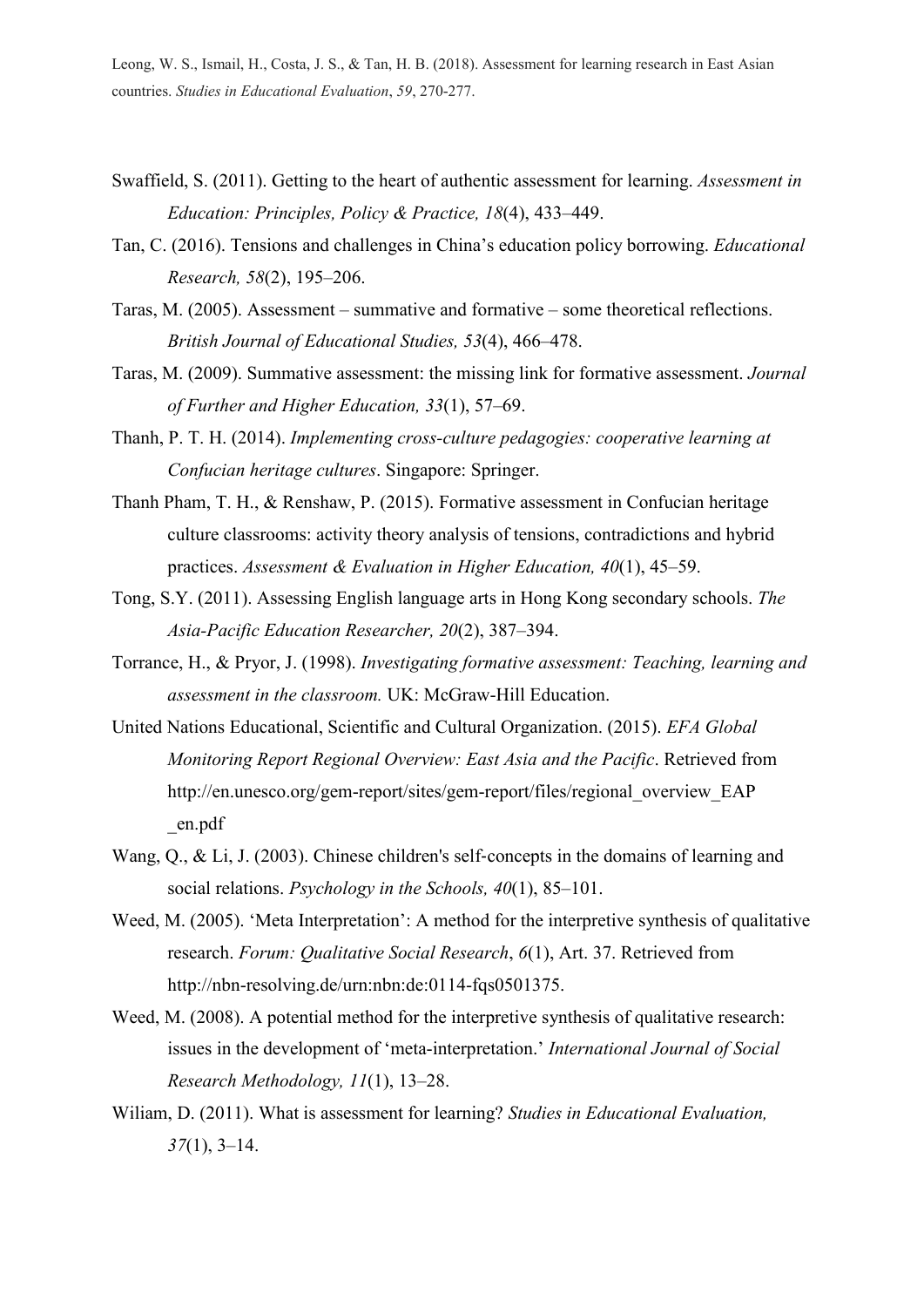Swaffield, S. (2011). Getting to the heart of authentic assessment for learning. *Assessment in Education: Principles, Policy & Practice, 18*(4), 433–449.

Tan, C. (2016). Tensions and challenges in China's education policy borrowing. *Educational Research, 58*(2), 195–206.

Taras, M. (2005). Assessment – summative and formative – some theoretical reflections. *British Journal of Educational Studies, 53*(4), 466–478.

Taras, M. (2009). Summative assessment: the missing link for formative assessment. *Journal of Further and Higher Education, 33*(1), 57–69.

Thanh, P. T. H. (2014). *Implementing cross-culture pedagogies: cooperative learning at Confucian heritage cultures*. Singapore: Springer.

Thanh Pham, T. H., & Renshaw, P. (2015). Formative assessment in Confucian heritage culture classrooms: activity theory analysis of tensions, contradictions and hybrid practices. *Assessment & Evaluation in Higher Education, 40*(1), 45–59.

Tong, S.Y. (2011). Assessing English language arts in Hong Kong secondary schools. *The Asia-Pacific Education Researcher, 20*(2), 387–394.

Torrance, H., & Pryor, J. (1998). *Investigating formative assessment: Teaching, learning and assessment in the classroom.* UK: McGraw-Hill Education.

United Nations Educational, Scientific and Cultural Organization. (2015). *EFA Global Monitoring Report Regional Overview: East Asia and the Pacific*. Retrieved from http://en.unesco.org/gem-report/sites/gem-report/files/regional_overview_EAP_en.pdf

Wang, Q., & Li, J. (2003). Chinese children's self-concepts in the domains of learning and social relations. *Psychology in the Schools, 40*(1), 85–101.

Weed, M. (2005). 'Meta Interpretation': A method for the interpretive synthesis of qualitative research. *Forum: Qualitative Social Research*, *6*(1), Art. 37. Retrieved from http://nbn-resolving.de/urn:nbn:de:0114-fqs0501375.

Weed, M. (2008). A potential method for the interpretive synthesis of qualitative research: issues in the development of 'meta-interpretation.' *International Journal of Social Research Methodology, 11*(1), 13–28.

Wiliam, D. (2011). What is assessment for learning? *Studies in Educational Evaluation, 37*(1), 3–14.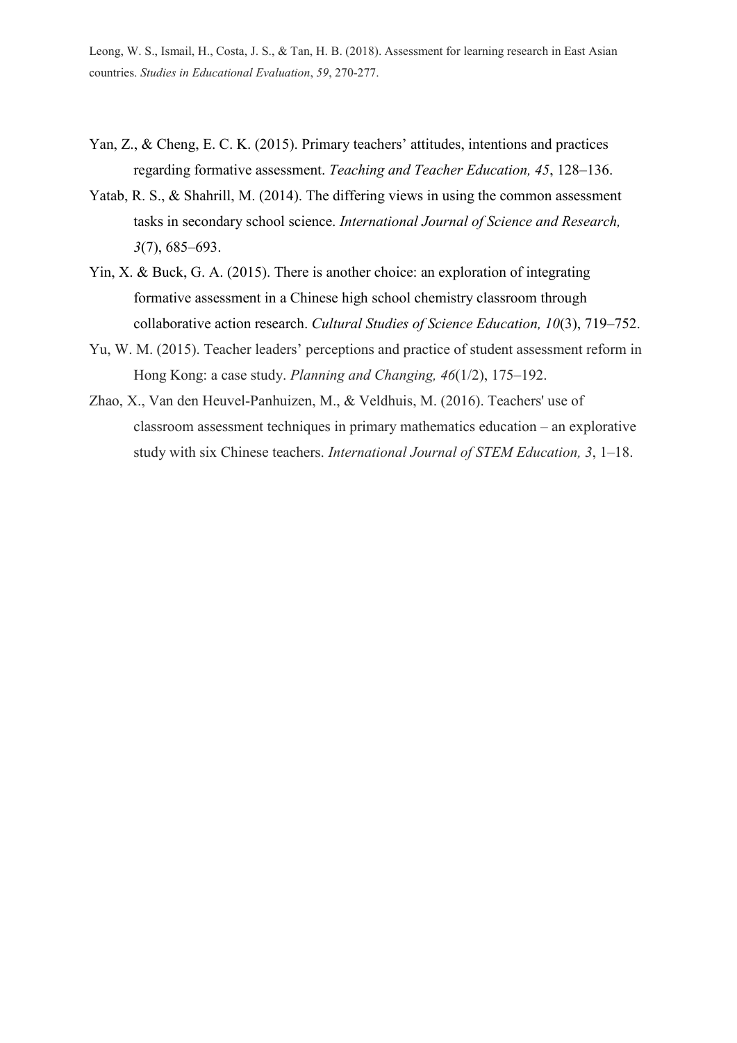Yan, Z., & Cheng, E. C. K. (2015). Primary teachers' attitudes, intentions and practices regarding formative assessment. *Teaching and Teacher Education, 45*, 128–136.

Yatab, R. S., & Shahrill, M. (2014). The differing views in using the common assessment tasks in secondary school science. *International Journal of Science and Research, 3*(7), 685–693.

Yin, X. & Buck, G. A. (2015). There is another choice: an exploration of integrating formative assessment in a Chinese high school chemistry classroom through collaborative action research. *Cultural Studies of Science Education, 10*(3), 719–752.

Yu, W. M. (2015). Teacher leaders' perceptions and practice of student assessment reform in Hong Kong: a case study. *Planning and Changing, 46*(1/2), 175–192.

Zhao, X., Van den Heuvel-Panhuizen, M., & Veldhuis, M. (2016). Teachers' use of classroom assessment techniques in primary mathematics education – an explorative study with six Chinese teachers. *International Journal of STEM Education, 3*, 1–18.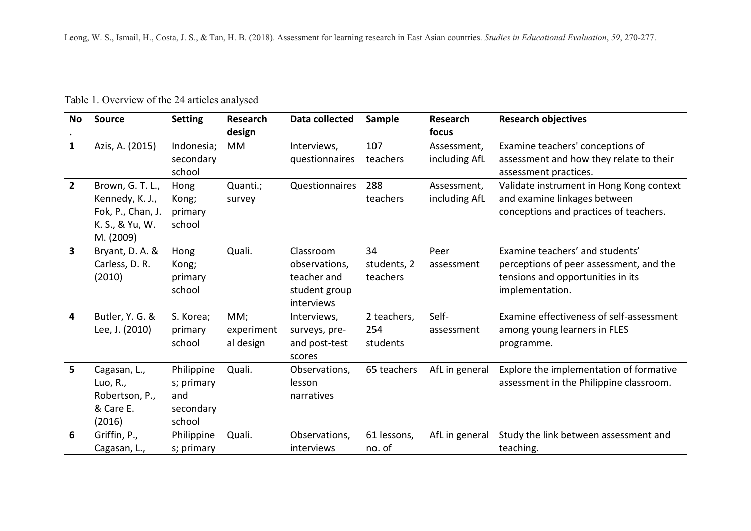Table 1. Overview of the 24 articles analysed

| No. | Source | Setting | Research design | Data collected | Sample | Research focus | Research objectives |
|---|---|---|---|---|---|---|---|
| 1 | Azis, A. (2015) | Indonesia; secondary school | MM | Interviews, questionnaires | 107 teachers | Assessment, including AfL | Examine teachers' conceptions of assessment and how they relate to their assessment practices. |
| 2 | Brown, G. T. L., Kennedy, K. J., Fok, P., Chan, J. K. S., & Yu, W. M. (2009) | Hong Kong; primary school | Quanti.; survey | Questionnaires | 288 teachers | Assessment, including AfL | Validate instrument in Hong Kong context and examine linkages between conceptions and practices of teachers. |
| 3 | Bryant, D. A. & Carless, D. R. (2010) | Hong Kong; primary school | Quali. | Classroom observations, teacher and student group interviews | 34 students, 2 teachers | Peer assessment | Examine teachers' and students' perceptions of peer assessment, and the tensions and opportunities in its implementation. |
| 4 | Butler, Y. G. & Lee, J. (2010) | S. Korea; primary school | MM; experimental design | Interviews, surveys, pre- and post-test scores | 2 teachers, 254 students | Self-assessment | Examine effectiveness of self-assessment among young learners in FLES programme. |
| 5 | Cagasan, L., Luo, R., Robertson, P., & Care E. (2016) | Philippines; primary and secondary school | Quali. | Observations, lesson narratives | 65 teachers | AfL in general | Explore the implementation of formative assessment in the Philippine classroom. |
| 6 | Griffin, P., Cagasan, L., | Philippines; primary | Quali. | Observations, interviews | 61 lessons, no. of | AfL in general | Study the link between assessment and teaching. |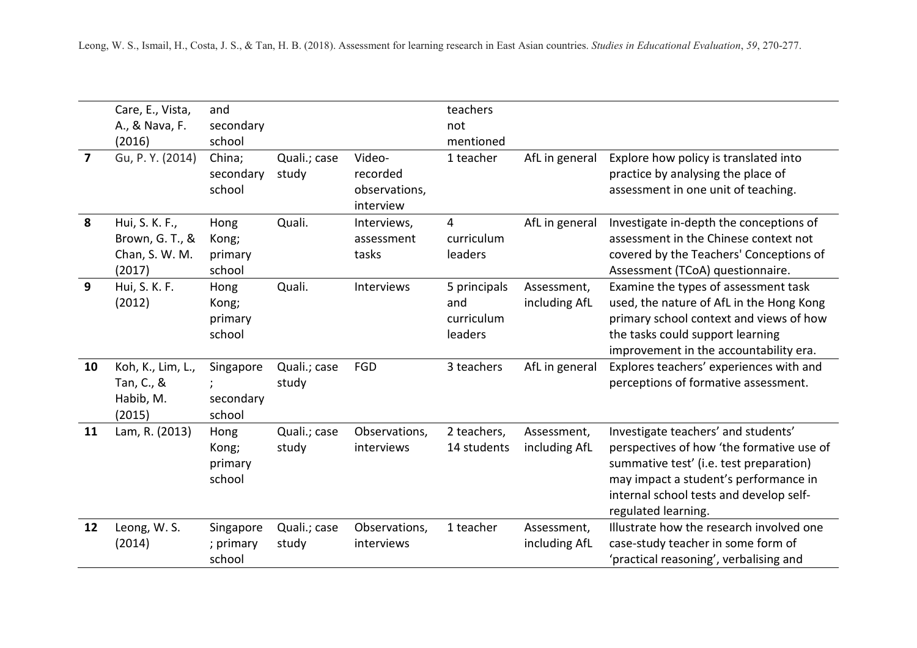| | | | | | | | |
|---|---|---|---|---|---|---|---|
| | Care, E., Vista, A., & Nava, F. (2016) | and secondary school | | | teachers not mentioned | | |
| **7** | Gu, P. Y. (2014) | China; secondary school | Quali.; case study | Video-recorded observations, interview | 1 teacher | AfL in general | Explore how policy is translated into practice by analysing the place of assessment in one unit of teaching. |
| **8** | Hui, S. K. F., Brown, G. T., & Chan, S. W. M. (2017) | Hong Kong; primary school | Quali. | Interviews, assessment tasks | 4 curriculum leaders | AfL in general | Investigate in-depth the conceptions of assessment in the Chinese context not covered by the Teachers' Conceptions of Assessment (TCoA) questionnaire. |
| **9** | Hui, S. K. F. (2012) | Hong Kong; primary school | Quali. | Interviews | 5 principals and curriculum leaders | Assessment, including AfL | Examine the types of assessment task used, the nature of AfL in the Hong Kong primary school context and views of how the tasks could support learning improvement in the accountability era. |
| **10** | Koh, K., Lim, L., Tan, C., & Habib, M. (2015) | Singapore; secondary school | Quali.; case study | FGD | 3 teachers | AfL in general | Explores teachers' experiences with and perceptions of formative assessment. |
| **11** | Lam, R. (2013) | Hong Kong; primary school | Quali.; case study | Observations, interviews | 2 teachers, 14 students | Assessment, including AfL | Investigate teachers' and students' perspectives of how 'the formative use of summative test' (i.e. test preparation) may impact a student's performance in internal school tests and develop self-regulated learning. |
| **12** | Leong, W. S. (2014) | Singapore; primary school | Quali.; case study | Observations, interviews | 1 teacher | Assessment, including AfL | Illustrate how the research involved one case-study teacher in some form of 'practical reasoning', verbalising and |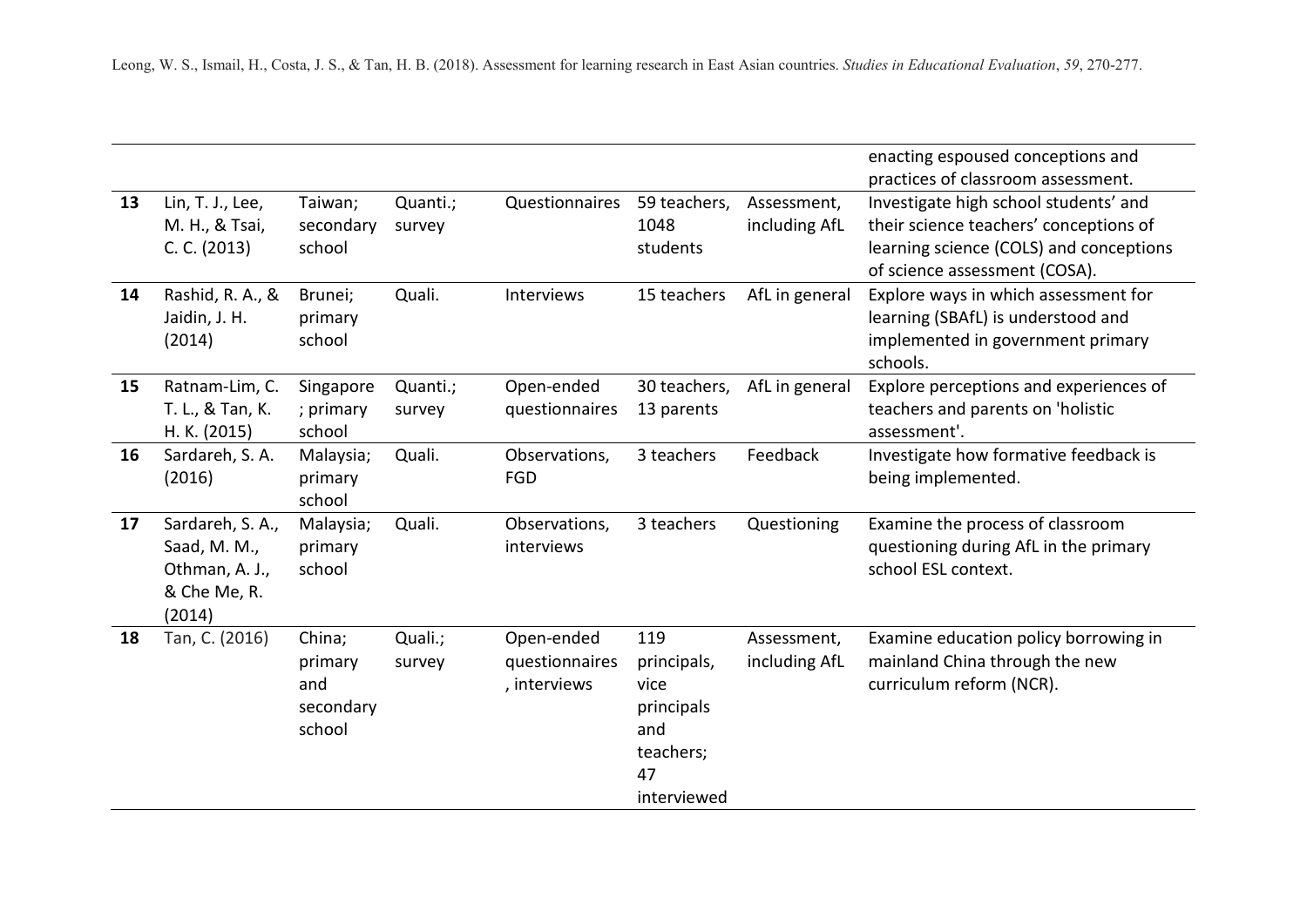| | | | | | | | |
|---|---|---|---|---|---|---|---|
| | | | | | | | enacting espoused conceptions and practices of classroom assessment. |
| **13** | Lin, T. J., Lee, M. H., & Tsai, C. C. (2013) | Taiwan; secondary school | Quanti.; survey | Questionnaires | 59 teachers, 1048 students | Assessment, including AfL | Investigate high school students' and their science teachers' conceptions of learning science (COLS) and conceptions of science assessment (COSA). |
| **14** | Rashid, R. A., & Jaidin, J. H. (2014) | Brunei; primary school | Quali. | Interviews | 15 teachers | AfL in general | Explore ways in which assessment for learning (SBAfL) is understood and implemented in government primary schools. |
| **15** | Ratnam-Lim, C. T. L., & Tan, K. H. K. (2015) | Singapore ; primary school | Quanti.; survey | Open-ended questionnaires | 30 teachers, 13 parents | AfL in general | Explore perceptions and experiences of teachers and parents on 'holistic assessment'. |
| **16** | Sardareh, S. A. (2016) | Malaysia; primary school | Quali. | Observations, FGD | 3 teachers | Feedback | Investigate how formative feedback is being implemented. |
| **17** | Sardareh, S. A., Saad, M. M., Othman, A. J., & Che Me, R. (2014) | Malaysia; primary school | Quali. | Observations, interviews | 3 teachers | Questioning | Examine the process of classroom questioning during AfL in the primary school ESL context. |
| **18** | Tan, C. (2016) | China; primary and secondary school | Quali.; survey | Open-ended questionnaires , interviews | 119 principals, vice principals and teachers; 47 interviewed | Assessment, including AfL | Examine education policy borrowing in mainland China through the new curriculum reform (NCR). |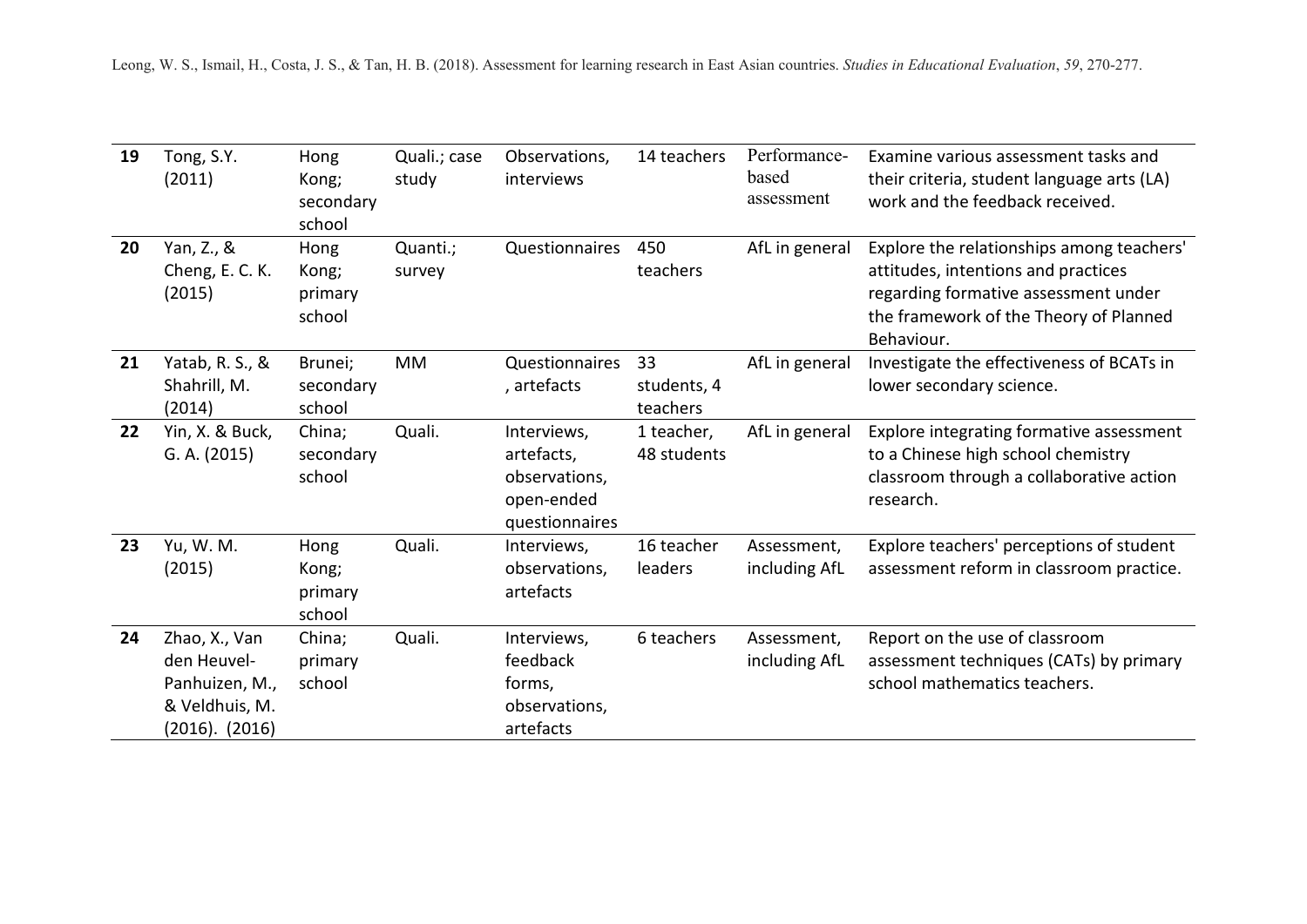| | | | | | | | |
|---|---|---|---|---|---|---|---|
| **19** | Tong, S.Y. (2011) | Hong Kong; secondary school | Quali.; case study | Observations, interviews | 14 teachers | Performance-based assessment | Examine various assessment tasks and their criteria, student language arts (LA) work and the feedback received. |
| **20** | Yan, Z., & Cheng, E. C. K. (2015) | Hong Kong; primary school | Quanti.; survey | Questionnaires | 450 teachers | AfL in general | Explore the relationships among teachers' attitudes, intentions and practices regarding formative assessment under the framework of the Theory of Planned Behaviour. |
| **21** | Yatab, R. S., & Shahrill, M. (2014) | Brunei; secondary school | MM | Questionnaires, artefacts | 33 students, 4 teachers | AfL in general | Investigate the effectiveness of BCATs in lower secondary science. |
| **22** | Yin, X. & Buck, G. A. (2015) | China; secondary school | Quali. | Interviews, artefacts, observations, open-ended questionnaires | 1 teacher, 48 students | AfL in general | Explore integrating formative assessment to a Chinese high school chemistry classroom through a collaborative action research. |
| **23** | Yu, W. M. (2015) | Hong Kong; primary school | Quali. | Interviews, observations, artefacts | 16 teacher leaders | Assessment, including AfL | Explore teachers' perceptions of student assessment reform in classroom practice. |
| **24** | Zhao, X., Van den Heuvel-Panhuizen, M., & Veldhuis, M. (2016). (2016) | China; primary school | Quali. | Interviews, feedback forms, observations, artefacts | 6 teachers | Assessment, including AfL | Report on the use of classroom assessment techniques (CATs) by primary school mathematics teachers. |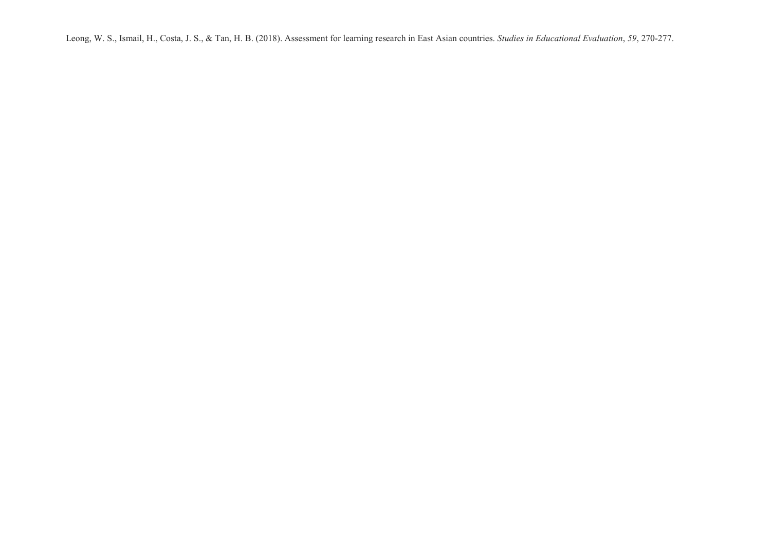Leong, W. S., Ismail, H., Costa, J. S., & Tan, H. B. (2018). Assessment for learning research in East Asian countries. *Studies in Educational Evaluation*, *59*, 270-277.